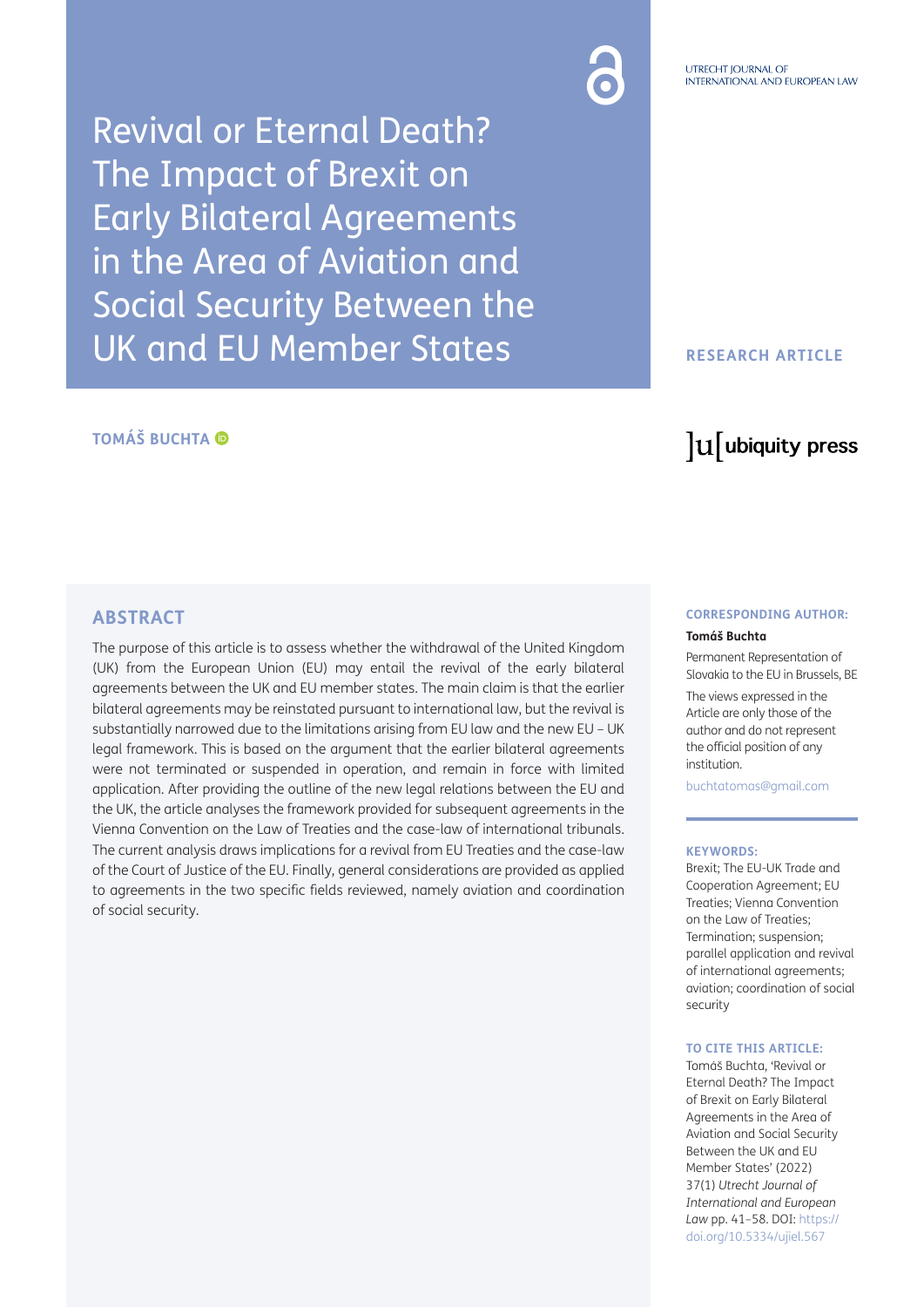UTRECHT JOURNAL OF INTERNATIONAL AND EUROPEAN LAW

# Revival or Eternal Death? The Impact of Brexit on Early Bilateral Agreements in the Area of Aviation and Social Security Between the UK and EU Member States

**RESEARCH ARTICLE**

**TOMÁŠ BUCHTA**

## ABSTRACT

The purpose of this article is to assess whether the withdrawal of the United Kingdom (UK) from the European Union (EU) may entail the revival of the early bilateral agreements between the UK and EU member states. The main claim is that the earlier bilateral agreements may be reinstated pursuant to international law, but the revival is substantially narrowed due to the limitations arising from EU law and the new EU – UK legal framework. This is based on the argument that the earlier bilateral agreements were not terminated or suspended in operation, and remain in force with limited application. After providing the outline of the new legal relations between the EU and the UK, the article analyses the framework provided for subsequent agreements in the Vienna Convention on the Law of Treaties and the case-law of international tribunals. The current analysis draws implications for a revival from EU Treaties and the case-law of the Court of Justice of the EU. Finally, general considerations are provided as applied to agreements in the two specific fields reviewed, namely aviation and coordination of social security.

**CORRESPONDING AUTHOR:**

**Tomáš Buchta**

Permanent Representation of Slovakia to the EU in Brussels, BE

The views expressed in the Article are only those of the author and do not represent the official position of any institution.

buchtatomas@gmail.com

**KEYWORDS:**

Brexit; The EU-UK Trade and Cooperation Agreement; EU Treaties; Vienna Convention on the Law of Treaties; Termination; suspension; parallel application and revival of international agreements; aviation; coordination of social security

**TO CITE THIS ARTICLE:**

Tomáš Buchta, 'Revival or Eternal Death? The Impact of Brexit on Early Bilateral Agreements in the Area of Aviation and Social Security Between the UK and EU Member States' (2022) 37(1) *Utrecht Journal of International and European Law* pp. 41–58. DOI: https://doi.org/10.5334/ujiel.567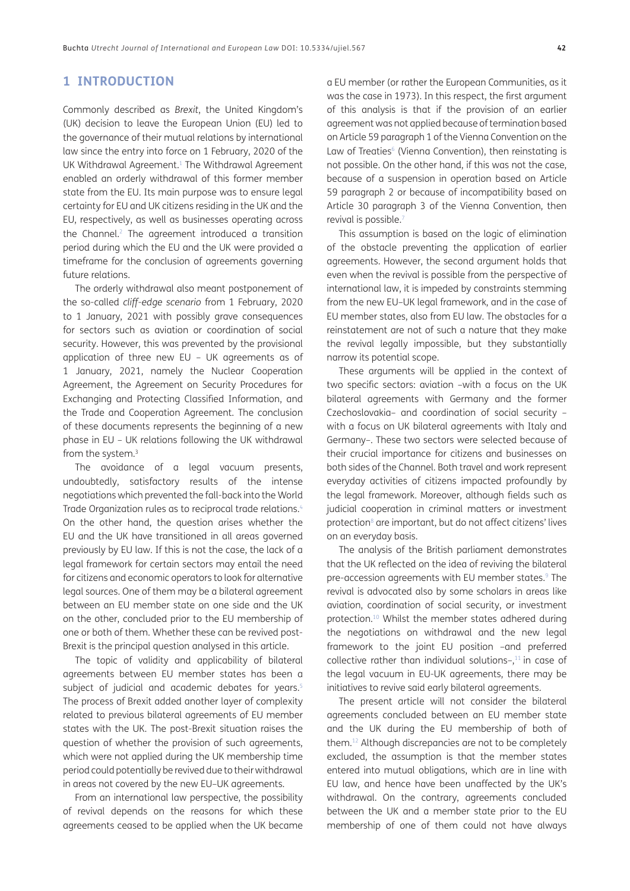## 1 INTRODUCTION

Commonly described as *Brexit*, the United Kingdom's (UK) decision to leave the European Union (EU) led to the governance of their mutual relations by international law since the entry into force on 1 February, 2020 of the UK Withdrawal Agreement.[1] The Withdrawal Agreement enabled an orderly withdrawal of this former member state from the EU. Its main purpose was to ensure legal certainty for EU and UK citizens residing in the UK and the EU, respectively, as well as businesses operating across the Channel.[2] The agreement introduced a transition period during which the EU and the UK were provided a timeframe for the conclusion of agreements governing future relations.

The orderly withdrawal also meant postponement of the so-called *cliff-edge scenario* from 1 February, 2020 to 1 January, 2021 with possibly grave consequences for sectors such as aviation or coordination of social security. However, this was prevented by the provisional application of three new EU – UK agreements as of 1 January, 2021, namely the Nuclear Cooperation Agreement, the Agreement on Security Procedures for Exchanging and Protecting Classified Information, and the Trade and Cooperation Agreement. The conclusion of these documents represents the beginning of a new phase in EU – UK relations following the UK withdrawal from the system.[3]

The avoidance of a legal vacuum presents, undoubtedly, satisfactory results of the intense negotiations which prevented the fall-back into the World Trade Organization rules as to reciprocal trade relations.[4] On the other hand, the question arises whether the EU and the UK have transitioned in all areas governed previously by EU law. If this is not the case, the lack of a legal framework for certain sectors may entail the need for citizens and economic operators to look for alternative legal sources. One of them may be a bilateral agreement between an EU member state on one side and the UK on the other, concluded prior to the EU membership of one or both of them. Whether these can be revived post-Brexit is the principal question analysed in this article.

The topic of validity and applicability of bilateral agreements between EU member states has been a subject of judicial and academic debates for years.[5] The process of Brexit added another layer of complexity related to previous bilateral agreements of EU member states with the UK. The post-Brexit situation raises the question of whether the provision of such agreements, which were not applied during the UK membership time period could potentially be revived due to their withdrawal in areas not covered by the new EU–UK agreements.

From an international law perspective, the possibility of revival depends on the reasons for which these agreements ceased to be applied when the UK became a EU member (or rather the European Communities, as it was the case in 1973). In this respect, the first argument of this analysis is that if the provision of an earlier agreement was not applied because of termination based on Article 59 paragraph 1 of the Vienna Convention on the Law of Treaties[6] (Vienna Convention), then reinstating is not possible. On the other hand, if this was not the case, because of a suspension in operation based on Article 59 paragraph 2 or because of incompatibility based on Article 30 paragraph 3 of the Vienna Convention, then revival is possible.[7]

This assumption is based on the logic of elimination of the obstacle preventing the application of earlier agreements. However, the second argument holds that even when the revival is possible from the perspective of international law, it is impeded by constraints stemming from the new EU–UK legal framework, and in the case of EU member states, also from EU law. The obstacles for a reinstatement are not of such a nature that they make the revival legally impossible, but they substantially narrow its potential scope.

These arguments will be applied in the context of two specific sectors: aviation –with a focus on the UK bilateral agreements with Germany and the former Czechoslovakia– and coordination of social security – with a focus on UK bilateral agreements with Italy and Germany–. These two sectors were selected because of their crucial importance for citizens and businesses on both sides of the Channel. Both travel and work represent everyday activities of citizens impacted profoundly by the legal framework. Moreover, although fields such as judicial cooperation in criminal matters or investment protection[8] are important, but do not affect citizens' lives on an everyday basis.

The analysis of the British parliament demonstrates that the UK reflected on the idea of reviving the bilateral pre-accession agreements with EU member states.[9] The revival is advocated also by some scholars in areas like aviation, coordination of social security, or investment protection.[10] Whilst the member states adhered during the negotiations on withdrawal and the new legal framework to the joint EU position –and preferred collective rather than individual solutions–,[11] in case of the legal vacuum in EU-UK agreements, there may be initiatives to revive said early bilateral agreements.

The present article will not consider the bilateral agreements concluded between an EU member state and the UK during the EU membership of both of them.[12] Although discrepancies are not to be completely excluded, the assumption is that the member states entered into mutual obligations, which are in line with EU law, and hence have been unaffected by the UK's withdrawal. On the contrary, agreements concluded between the UK and a member state prior to the EU membership of one of them could not have always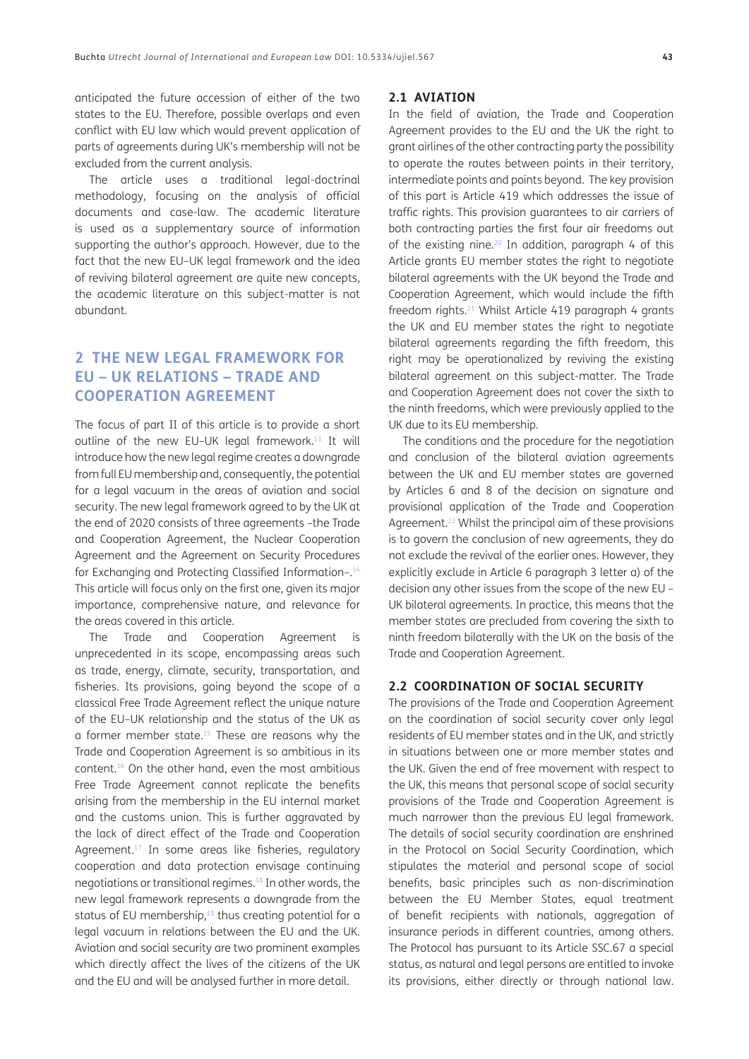anticipated the future accession of either of the two states to the EU. Therefore, possible overlaps and even conflict with EU law which would prevent application of parts of agreements during UK's membership will not be excluded from the current analysis.

The article uses a traditional legal-doctrinal methodology, focusing on the analysis of official documents and case-law. The academic literature is used as a supplementary source of information supporting the author's approach. However, due to the fact that the new EU–UK legal framework and the idea of reviving bilateral agreement are quite new concepts, the academic literature on this subject-matter is not abundant.

## 2 THE NEW LEGAL FRAMEWORK FOR EU – UK RELATIONS – TRADE AND COOPERATION AGREEMENT

The focus of part II of this article is to provide a short outline of the new EU–UK legal framework.[13] It will introduce how the new legal regime creates a downgrade from full EU membership and, consequently, the potential for a legal vacuum in the areas of aviation and social security. The new legal framework agreed to by the UK at the end of 2020 consists of three agreements –the Trade and Cooperation Agreement, the Nuclear Cooperation Agreement and the Agreement on Security Procedures for Exchanging and Protecting Classified Information–.[14] This article will focus only on the first one, given its major importance, comprehensive nature, and relevance for the areas covered in this article.

The Trade and Cooperation Agreement is unprecedented in its scope, encompassing areas such as trade, energy, climate, security, transportation, and fisheries. Its provisions, going beyond the scope of a classical Free Trade Agreement reflect the unique nature of the EU–UK relationship and the status of the UK as a former member state.[15] These are reasons why the Trade and Cooperation Agreement is so ambitious in its content.[16] On the other hand, even the most ambitious Free Trade Agreement cannot replicate the benefits arising from the membership in the EU internal market and the customs union. This is further aggravated by the lack of direct effect of the Trade and Cooperation Agreement.[17] In some areas like fisheries, regulatory cooperation and data protection envisage continuing negotiations or transitional regimes.[18] In other words, the new legal framework represents a downgrade from the status of EU membership,[19] thus creating potential for a legal vacuum in relations between the EU and the UK. Aviation and social security are two prominent examples which directly affect the lives of the citizens of the UK and the EU and will be analysed further in more detail.

### 2.1 AVIATION

In the field of aviation, the Trade and Cooperation Agreement provides to the EU and the UK the right to grant airlines of the other contracting party the possibility to operate the routes between points in their territory, intermediate points and points beyond. The key provision of this part is Article 419 which addresses the issue of traffic rights. This provision guarantees to air carriers of both contracting parties the first four air freedoms out of the existing nine.[20] In addition, paragraph 4 of this Article grants EU member states the right to negotiate bilateral agreements with the UK beyond the Trade and Cooperation Agreement, which would include the fifth freedom rights.[21] Whilst Article 419 paragraph 4 grants the UK and EU member states the right to negotiate bilateral agreements regarding the fifth freedom, this right may be operationalized by reviving the existing bilateral agreement on this subject-matter. The Trade and Cooperation Agreement does not cover the sixth to the ninth freedoms, which were previously applied to the UK due to its EU membership.

The conditions and the procedure for the negotiation and conclusion of the bilateral aviation agreements between the UK and EU member states are governed by Articles 6 and 8 of the decision on signature and provisional application of the Trade and Cooperation Agreement.[22] Whilst the principal aim of these provisions is to govern the conclusion of new agreements, they do not exclude the revival of the earlier ones. However, they explicitly exclude in Article 6 paragraph 3 letter a) of the decision any other issues from the scope of the new EU – UK bilateral agreements. In practice, this means that the member states are precluded from covering the sixth to ninth freedom bilaterally with the UK on the basis of the Trade and Cooperation Agreement.

### 2.2 COORDINATION OF SOCIAL SECURITY

The provisions of the Trade and Cooperation Agreement on the coordination of social security cover only legal residents of EU member states and in the UK, and strictly in situations between one or more member states and the UK. Given the end of free movement with respect to the UK, this means that personal scope of social security provisions of the Trade and Cooperation Agreement is much narrower than the previous EU legal framework. The details of social security coordination are enshrined in the Protocol on Social Security Coordination, which stipulates the material and personal scope of social benefits, basic principles such as non-discrimination between the EU Member States, equal treatment of benefit recipients with nationals, aggregation of insurance periods in different countries, among others. The Protocol has pursuant to its Article SSC.67 a special status, as natural and legal persons are entitled to invoke its provisions, either directly or through national law.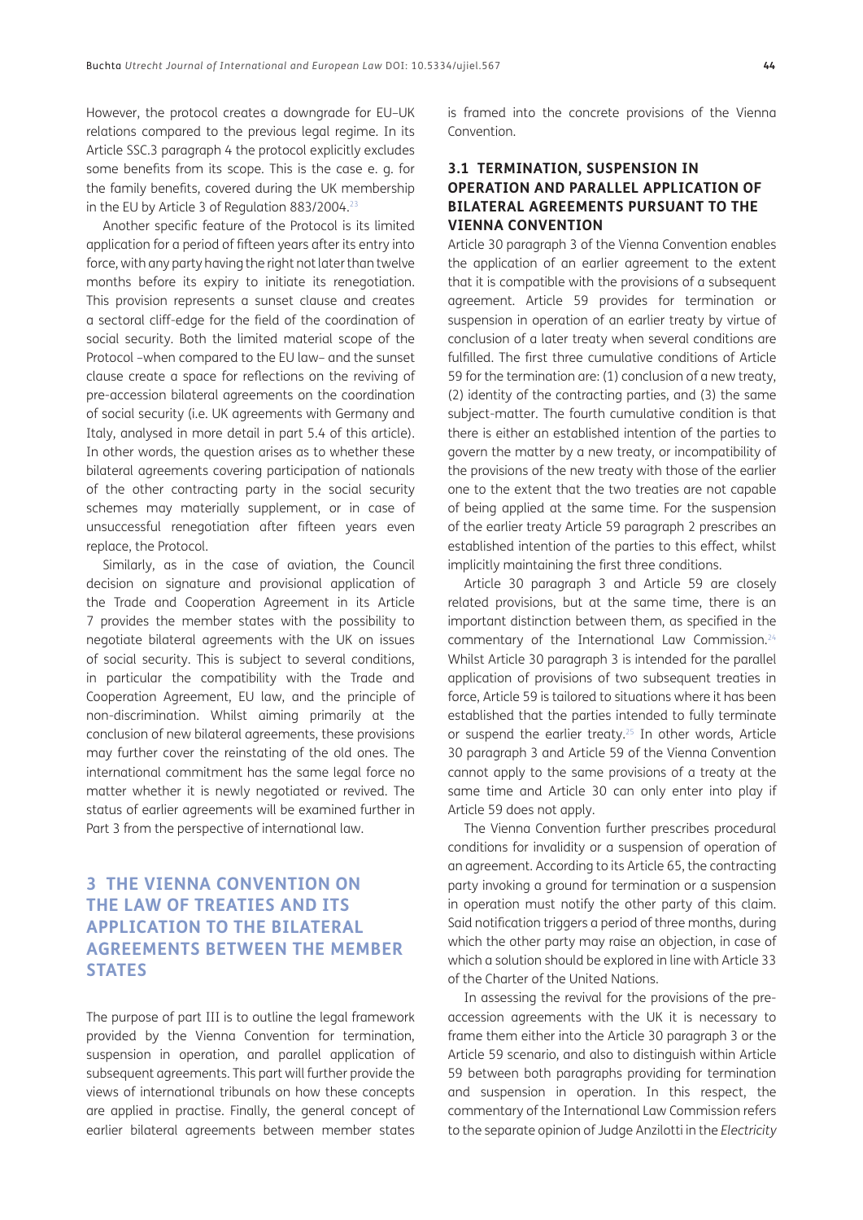However, the protocol creates a downgrade for EU–UK relations compared to the previous legal regime. In its Article SSC.3 paragraph 4 the protocol explicitly excludes some benefits from its scope. This is the case e. g. for the family benefits, covered during the UK membership in the EU by Article 3 of Regulation 883/2004.[23]

Another specific feature of the Protocol is its limited application for a period of fifteen years after its entry into force, with any party having the right not later than twelve months before its expiry to initiate its renegotiation. This provision represents a sunset clause and creates a sectoral cliff-edge for the field of the coordination of social security. Both the limited material scope of the Protocol –when compared to the EU law– and the sunset clause create a space for reflections on the reviving of pre-accession bilateral agreements on the coordination of social security (i.e. UK agreements with Germany and Italy, analysed in more detail in part 5.4 of this article). In other words, the question arises as to whether these bilateral agreements covering participation of nationals of the other contracting party in the social security schemes may materially supplement, or in case of unsuccessful renegotiation after fifteen years even replace, the Protocol.

Similarly, as in the case of aviation, the Council decision on signature and provisional application of the Trade and Cooperation Agreement in its Article 7 provides the member states with the possibility to negotiate bilateral agreements with the UK on issues of social security. This is subject to several conditions, in particular the compatibility with the Trade and Cooperation Agreement, EU law, and the principle of non-discrimination. Whilst aiming primarily at the conclusion of new bilateral agreements, these provisions may further cover the reinstating of the old ones. The international commitment has the same legal force no matter whether it is newly negotiated or revived. The status of earlier agreements will be examined further in Part 3 from the perspective of international law.

## 3 THE VIENNA CONVENTION ON THE LAW OF TREATIES AND ITS APPLICATION TO THE BILATERAL AGREEMENTS BETWEEN THE MEMBER STATES

The purpose of part III is to outline the legal framework provided by the Vienna Convention for termination, suspension in operation, and parallel application of subsequent agreements. This part will further provide the views of international tribunals on how these concepts are applied in practise. Finally, the general concept of earlier bilateral agreements between member states is framed into the concrete provisions of the Vienna Convention.

### 3.1 TERMINATION, SUSPENSION IN OPERATION AND PARALLEL APPLICATION OF BILATERAL AGREEMENTS PURSUANT TO THE VIENNA CONVENTION

Article 30 paragraph 3 of the Vienna Convention enables the application of an earlier agreement to the extent that it is compatible with the provisions of a subsequent agreement. Article 59 provides for termination or suspension in operation of an earlier treaty by virtue of conclusion of a later treaty when several conditions are fulfilled. The first three cumulative conditions of Article 59 for the termination are: (1) conclusion of a new treaty, (2) identity of the contracting parties, and (3) the same subject-matter. The fourth cumulative condition is that there is either an established intention of the parties to govern the matter by a new treaty, or incompatibility of the provisions of the new treaty with those of the earlier one to the extent that the two treaties are not capable of being applied at the same time. For the suspension of the earlier treaty Article 59 paragraph 2 prescribes an established intention of the parties to this effect, whilst implicitly maintaining the first three conditions.

Article 30 paragraph 3 and Article 59 are closely related provisions, but at the same time, there is an important distinction between them, as specified in the commentary of the International Law Commission.[24] Whilst Article 30 paragraph 3 is intended for the parallel application of provisions of two subsequent treaties in force, Article 59 is tailored to situations where it has been established that the parties intended to fully terminate or suspend the earlier treaty.[25] In other words, Article 30 paragraph 3 and Article 59 of the Vienna Convention cannot apply to the same provisions of a treaty at the same time and Article 30 can only enter into play if Article 59 does not apply.

The Vienna Convention further prescribes procedural conditions for invalidity or a suspension of operation of an agreement. According to its Article 65, the contracting party invoking a ground for termination or a suspension in operation must notify the other party of this claim. Said notification triggers a period of three months, during which the other party may raise an objection, in case of which a solution should be explored in line with Article 33 of the Charter of the United Nations.

In assessing the revival for the provisions of the pre-accession agreements with the UK it is necessary to frame them either into the Article 30 paragraph 3 or the Article 59 scenario, and also to distinguish within Article 59 between both paragraphs providing for termination and suspension in operation. In this respect, the commentary of the International Law Commission refers to the separate opinion of Judge Anzilotti in the *Electricity*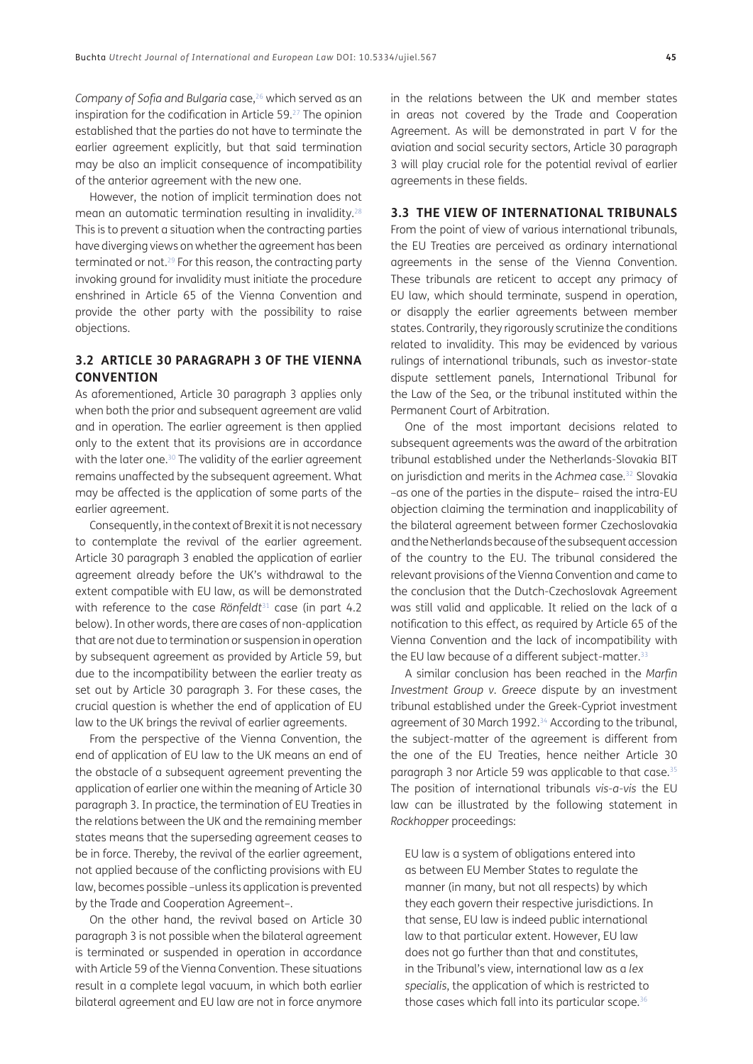*Company of Sofia and Bulgaria* case,[26] which served as an inspiration for the codification in Article 59.[27] The opinion established that the parties do not have to terminate the earlier agreement explicitly, but that said termination may be also an implicit consequence of incompatibility of the anterior agreement with the new one.

However, the notion of implicit termination does not mean an automatic termination resulting in invalidity.[28] This is to prevent a situation when the contracting parties have diverging views on whether the agreement has been terminated or not.[29] For this reason, the contracting party invoking ground for invalidity must initiate the procedure enshrined in Article 65 of the Vienna Convention and provide the other party with the possibility to raise objections.

### 3.2 ARTICLE 30 PARAGRAPH 3 OF THE VIENNA CONVENTION

As aforementioned, Article 30 paragraph 3 applies only when both the prior and subsequent agreement are valid and in operation. The earlier agreement is then applied only to the extent that its provisions are in accordance with the later one.[30] The validity of the earlier agreement remains unaffected by the subsequent agreement. What may be affected is the application of some parts of the earlier agreement.

Consequently, in the context of Brexit it is not necessary to contemplate the revival of the earlier agreement. Article 30 paragraph 3 enabled the application of earlier agreement already before the UK's withdrawal to the extent compatible with EU law, as will be demonstrated with reference to the case *Rönfeldt*[31] case (in part 4.2 below). In other words, there are cases of non-application that are not due to termination or suspension in operation by subsequent agreement as provided by Article 59, but due to the incompatibility between the earlier treaty as set out by Article 30 paragraph 3. For these cases, the crucial question is whether the end of application of EU law to the UK brings the revival of earlier agreements.

From the perspective of the Vienna Convention, the end of application of EU law to the UK means an end of the obstacle of a subsequent agreement preventing the application of earlier one within the meaning of Article 30 paragraph 3. In practice, the termination of EU Treaties in the relations between the UK and the remaining member states means that the superseding agreement ceases to be in force. Thereby, the revival of the earlier agreement, not applied because of the conflicting provisions with EU law, becomes possible –unless its application is prevented by the Trade and Cooperation Agreement–.

On the other hand, the revival based on Article 30 paragraph 3 is not possible when the bilateral agreement is terminated or suspended in operation in accordance with Article 59 of the Vienna Convention. These situations result in a complete legal vacuum, in which both earlier bilateral agreement and EU law are not in force anymore in the relations between the UK and member states in areas not covered by the Trade and Cooperation Agreement. As will be demonstrated in part V for the aviation and social security sectors, Article 30 paragraph 3 will play crucial role for the potential revival of earlier agreements in these fields.

### 3.3 THE VIEW OF INTERNATIONAL TRIBUNALS

From the point of view of various international tribunals, the EU Treaties are perceived as ordinary international agreements in the sense of the Vienna Convention. These tribunals are reticent to accept any primacy of EU law, which should terminate, suspend in operation, or disapply the earlier agreements between member states. Contrarily, they rigorously scrutinize the conditions related to invalidity. This may be evidenced by various rulings of international tribunals, such as investor-state dispute settlement panels, International Tribunal for the Law of the Sea, or the tribunal instituted within the Permanent Court of Arbitration.

One of the most important decisions related to subsequent agreements was the award of the arbitration tribunal established under the Netherlands-Slovakia BIT on jurisdiction and merits in the *Achmea* case.[32] Slovakia –as one of the parties in the dispute– raised the intra-EU objection claiming the termination and inapplicability of the bilateral agreement between former Czechoslovakia and the Netherlands because of the subsequent accession of the country to the EU. The tribunal considered the relevant provisions of the Vienna Convention and came to the conclusion that the Dutch-Czechoslovak Agreement was still valid and applicable. It relied on the lack of a notification to this effect, as required by Article 65 of the Vienna Convention and the lack of incompatibility with the EU law because of a different subject-matter.[33]

A similar conclusion has been reached in the *Marfin Investment Group v. Greece* dispute by an investment tribunal established under the Greek-Cypriot investment agreement of 30 March 1992.[34] According to the tribunal, the subject-matter of the agreement is different from the one of the EU Treaties, hence neither Article 30 paragraph 3 nor Article 59 was applicable to that case.[35] The position of international tribunals *vis-a-vis* the EU law can be illustrated by the following statement in *Rockhopper* proceedings:

> EU law is a system of obligations entered into as between EU Member States to regulate the manner (in many, but not all respects) by which they each govern their respective jurisdictions. In that sense, EU law is indeed public international law to that particular extent. However, EU law does not go further than that and constitutes, in the Tribunal's view, international law as a *lex specialis*, the application of which is restricted to those cases which fall into its particular scope.[36]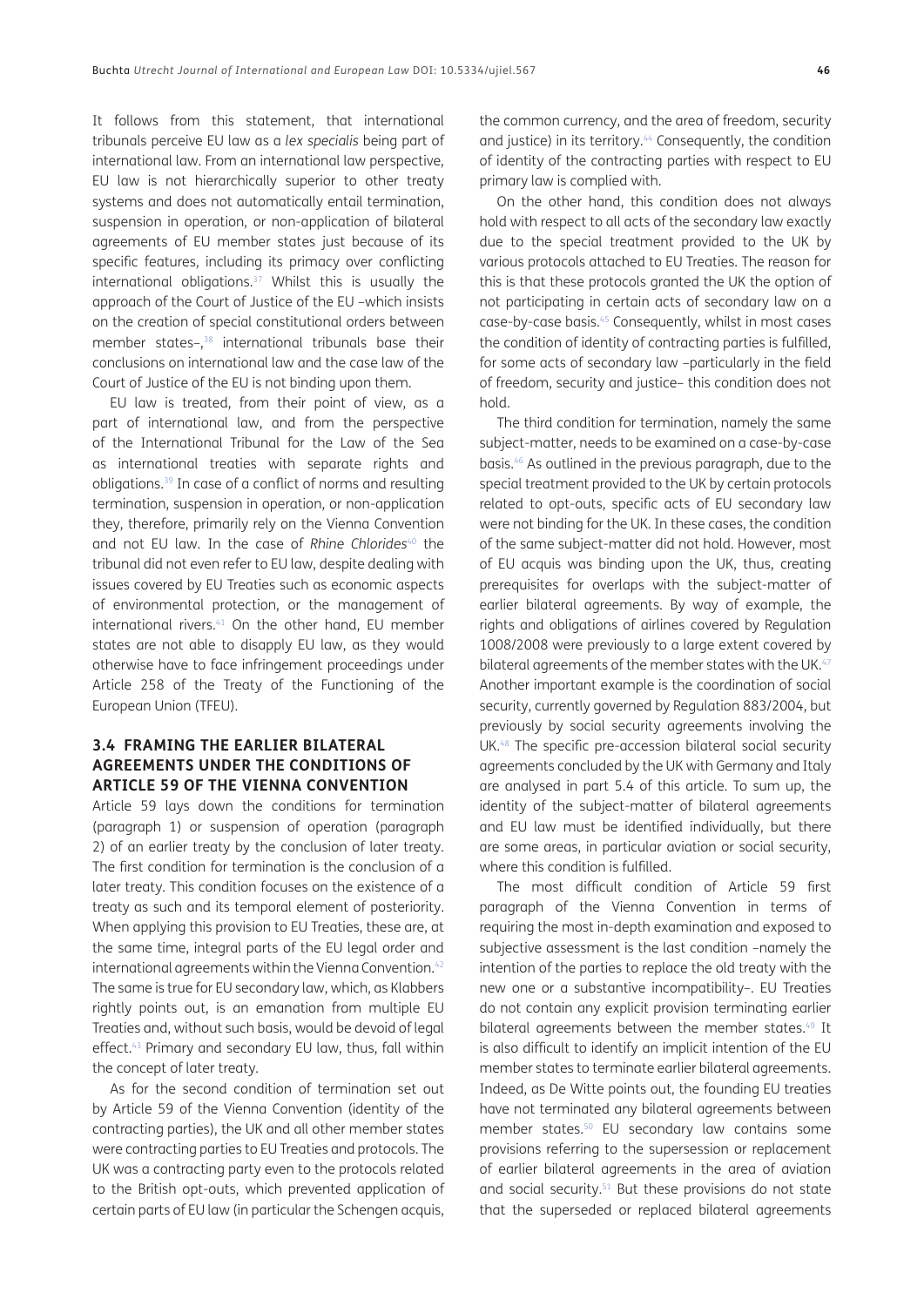It follows from this statement, that international tribunals perceive EU law as a *lex specialis* being part of international law. From an international law perspective, EU law is not hierarchically superior to other treaty systems and does not automatically entail termination, suspension in operation, or non-application of bilateral agreements of EU member states just because of its specific features, including its primacy over conflicting international obligations.[37] Whilst this is usually the approach of the Court of Justice of the EU –which insists on the creation of special constitutional orders between member states–,[38] international tribunals base their conclusions on international law and the case law of the Court of Justice of the EU is not binding upon them.

EU law is treated, from their point of view, as a part of international law, and from the perspective of the International Tribunal for the Law of the Sea as international treaties with separate rights and obligations.[39] In case of a conflict of norms and resulting termination, suspension in operation, or non-application they, therefore, primarily rely on the Vienna Convention and not EU law. In the case of *Rhine Chlorides*[40] the tribunal did not even refer to EU law, despite dealing with issues covered by EU Treaties such as economic aspects of environmental protection, or the management of international rivers.[41] On the other hand, EU member states are not able to disapply EU law, as they would otherwise have to face infringement proceedings under Article 258 of the Treaty of the Functioning of the European Union (TFEU).

### 3.4 FRAMING THE EARLIER BILATERAL AGREEMENTS UNDER THE CONDITIONS OF ARTICLE 59 OF THE VIENNA CONVENTION

Article 59 lays down the conditions for termination (paragraph 1) or suspension of operation (paragraph 2) of an earlier treaty by the conclusion of later treaty. The first condition for termination is the conclusion of a later treaty. This condition focuses on the existence of a treaty as such and its temporal element of posteriority. When applying this provision to EU Treaties, these are, at the same time, integral parts of the EU legal order and international agreements within the Vienna Convention.[42] The same is true for EU secondary law, which, as Klabbers rightly points out, is an emanation from multiple EU Treaties and, without such basis, would be devoid of legal effect.[43] Primary and secondary EU law, thus, fall within the concept of later treaty.

As for the second condition of termination set out by Article 59 of the Vienna Convention (identity of the contracting parties), the UK and all other member states were contracting parties to EU Treaties and protocols. The UK was a contracting party even to the protocols related to the British opt-outs, which prevented application of certain parts of EU law (in particular the Schengen acquis, the common currency, and the area of freedom, security and justice) in its territory.[44] Consequently, the condition of identity of the contracting parties with respect to EU primary law is complied with.

On the other hand, this condition does not always hold with respect to all acts of the secondary law exactly due to the special treatment provided to the UK by various protocols attached to EU Treaties. The reason for this is that these protocols granted the UK the option of not participating in certain acts of secondary law on a case-by-case basis.[45] Consequently, whilst in most cases the condition of identity of contracting parties is fulfilled, for some acts of secondary law –particularly in the field of freedom, security and justice– this condition does not hold.

The third condition for termination, namely the same subject-matter, needs to be examined on a case-by-case basis.[46] As outlined in the previous paragraph, due to the special treatment provided to the UK by certain protocols related to opt-outs, specific acts of EU secondary law were not binding for the UK. In these cases, the condition of the same subject-matter did not hold. However, most of EU acquis was binding upon the UK, thus, creating prerequisites for overlaps with the subject-matter of earlier bilateral agreements. By way of example, the rights and obligations of airlines covered by Regulation 1008/2008 were previously to a large extent covered by bilateral agreements of the member states with the UK.[47] Another important example is the coordination of social security, currently governed by Regulation 883/2004, but previously by social security agreements involving the UK.[48] The specific pre-accession bilateral social security agreements concluded by the UK with Germany and Italy are analysed in part 5.4 of this article. To sum up, the identity of the subject-matter of bilateral agreements and EU law must be identified individually, but there are some areas, in particular aviation or social security, where this condition is fulfilled.

The most difficult condition of Article 59 first paragraph of the Vienna Convention in terms of requiring the most in-depth examination and exposed to subjective assessment is the last condition –namely the intention of the parties to replace the old treaty with the new one or a substantive incompatibility–. EU Treaties do not contain any explicit provision terminating earlier bilateral agreements between the member states.[49] It is also difficult to identify an implicit intention of the EU member states to terminate earlier bilateral agreements. Indeed, as De Witte points out, the founding EU treaties have not terminated any bilateral agreements between member states.[50] EU secondary law contains some provisions referring to the supersession or replacement of earlier bilateral agreements in the area of aviation and social security.[51] But these provisions do not state that the superseded or replaced bilateral agreements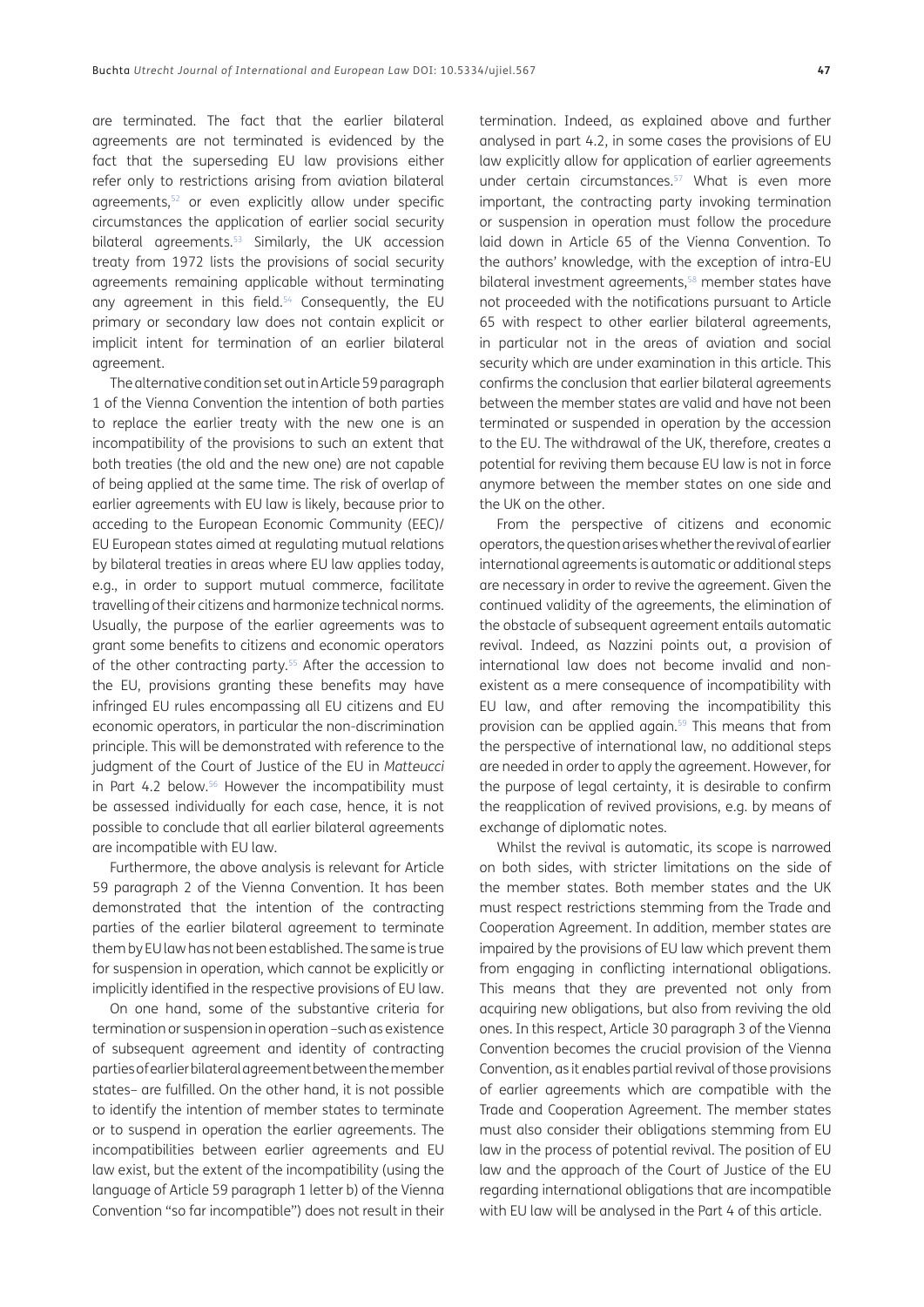are terminated. The fact that the earlier bilateral agreements are not terminated is evidenced by the fact that the superseding EU law provisions either refer only to restrictions arising from aviation bilateral agreements,[52] or even explicitly allow under specific circumstances the application of earlier social security bilateral agreements.[53] Similarly, the UK accession treaty from 1972 lists the provisions of social security agreements remaining applicable without terminating any agreement in this field.[54] Consequently, the EU primary or secondary law does not contain explicit or implicit intent for termination of an earlier bilateral agreement.

The alternative condition set out in Article 59 paragraph 1 of the Vienna Convention the intention of both parties to replace the earlier treaty with the new one is an incompatibility of the provisions to such an extent that both treaties (the old and the new one) are not capable of being applied at the same time. The risk of overlap of earlier agreements with EU law is likely, because prior to acceding to the European Economic Community (EEC)/EU European states aimed at regulating mutual relations by bilateral treaties in areas where EU law applies today, e.g., in order to support mutual commerce, facilitate travelling of their citizens and harmonize technical norms. Usually, the purpose of the earlier agreements was to grant some benefits to citizens and economic operators of the other contracting party.[55] After the accession to the EU, provisions granting these benefits may have infringed EU rules encompassing all EU citizens and EU economic operators, in particular the non-discrimination principle. This will be demonstrated with reference to the judgment of the Court of Justice of the EU in *Matteucci* in Part 4.2 below.[56] However the incompatibility must be assessed individually for each case, hence, it is not possible to conclude that all earlier bilateral agreements are incompatible with EU law.

Furthermore, the above analysis is relevant for Article 59 paragraph 2 of the Vienna Convention. It has been demonstrated that the intention of the contracting parties of the earlier bilateral agreement to terminate them by EU law has not been established. The same is true for suspension in operation, which cannot be explicitly or implicitly identified in the respective provisions of EU law.

On one hand, some of the substantive criteria for termination or suspension in operation –such as existence of subsequent agreement and identity of contracting parties of earlier bilateral agreement between the member states– are fulfilled. On the other hand, it is not possible to identify the intention of member states to terminate or to suspend in operation the earlier agreements. The incompatibilities between earlier agreements and EU law exist, but the extent of the incompatibility (using the language of Article 59 paragraph 1 letter b) of the Vienna Convention "so far incompatible") does not result in their termination. Indeed, as explained above and further analysed in part 4.2, in some cases the provisions of EU law explicitly allow for application of earlier agreements under certain circumstances.[57] What is even more important, the contracting party invoking termination or suspension in operation must follow the procedure laid down in Article 65 of the Vienna Convention. To the authors' knowledge, with the exception of intra-EU bilateral investment agreements,[58] member states have not proceeded with the notifications pursuant to Article 65 with respect to other earlier bilateral agreements, in particular not in the areas of aviation and social security which are under examination in this article. This confirms the conclusion that earlier bilateral agreements between the member states are valid and have not been terminated or suspended in operation by the accession to the EU. The withdrawal of the UK, therefore, creates a potential for reviving them because EU law is not in force anymore between the member states on one side and the UK on the other.

From the perspective of citizens and economic operators, the question arises whether the revival of earlier international agreements is automatic or additional steps are necessary in order to revive the agreement. Given the continued validity of the agreements, the elimination of the obstacle of subsequent agreement entails automatic revival. Indeed, as Nazzini points out, a provision of international law does not become invalid and non-existent as a mere consequence of incompatibility with EU law, and after removing the incompatibility this provision can be applied again.[59] This means that from the perspective of international law, no additional steps are needed in order to apply the agreement. However, for the purpose of legal certainty, it is desirable to confirm the reapplication of revived provisions, e.g. by means of exchange of diplomatic notes.

Whilst the revival is automatic, its scope is narrowed on both sides, with stricter limitations on the side of the member states. Both member states and the UK must respect restrictions stemming from the Trade and Cooperation Agreement. In addition, member states are impaired by the provisions of EU law which prevent them from engaging in conflicting international obligations. This means that they are prevented not only from acquiring new obligations, but also from reviving the old ones. In this respect, Article 30 paragraph 3 of the Vienna Convention becomes the crucial provision of the Vienna Convention, as it enables partial revival of those provisions of earlier agreements which are compatible with the Trade and Cooperation Agreement. The member states must also consider their obligations stemming from EU law in the process of potential revival. The position of EU law and the approach of the Court of Justice of the EU regarding international obligations that are incompatible with EU law will be analysed in the Part 4 of this article.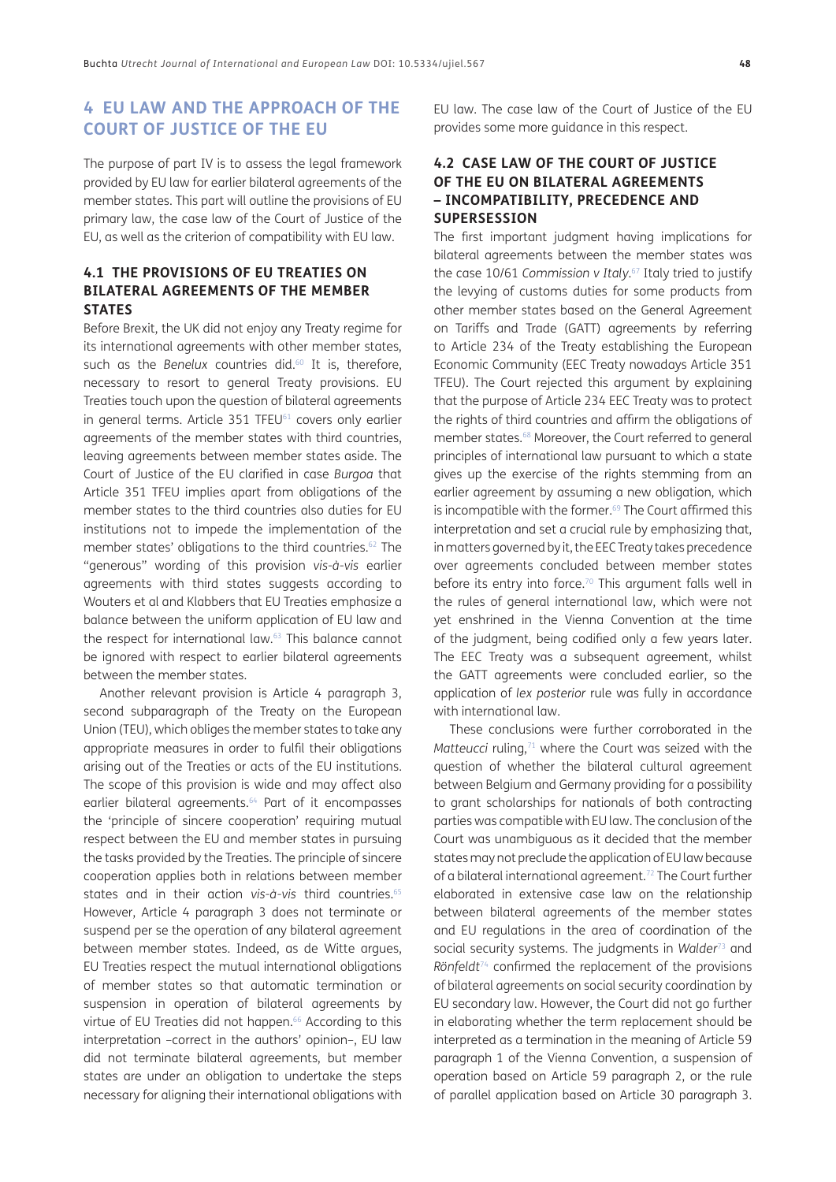## 4 EU LAW AND THE APPROACH OF THE COURT OF JUSTICE OF THE EU

The purpose of part IV is to assess the legal framework provided by EU law for earlier bilateral agreements of the member states. This part will outline the provisions of EU primary law, the case law of the Court of Justice of the EU, as well as the criterion of compatibility with EU law.

### 4.1 THE PROVISIONS OF EU TREATIES ON BILATERAL AGREEMENTS OF THE MEMBER STATES

Before Brexit, the UK did not enjoy any Treaty regime for its international agreements with other member states, such as the *Benelux* countries did.[60] It is, therefore, necessary to resort to general Treaty provisions. EU Treaties touch upon the question of bilateral agreements in general terms. Article 351 TFEU[61] covers only earlier agreements of the member states with third countries, leaving agreements between member states aside. The Court of Justice of the EU clarified in case *Burgoa* that Article 351 TFEU implies apart from obligations of the member states to the third countries also duties for EU institutions not to impede the implementation of the member states' obligations to the third countries.[62] The "generous" wording of this provision *vis-à-vis* earlier agreements with third states suggests according to Wouters et al and Klabbers that EU Treaties emphasize a balance between the uniform application of EU law and the respect for international law.[63] This balance cannot be ignored with respect to earlier bilateral agreements between the member states.

Another relevant provision is Article 4 paragraph 3, second subparagraph of the Treaty on the European Union (TEU), which obliges the member states to take any appropriate measures in order to fulfil their obligations arising out of the Treaties or acts of the EU institutions. The scope of this provision is wide and may affect also earlier bilateral agreements.[64] Part of it encompasses the 'principle of sincere cooperation' requiring mutual respect between the EU and member states in pursuing the tasks provided by the Treaties. The principle of sincere cooperation applies both in relations between member states and in their action *vis-à-vis* third countries.[65] However, Article 4 paragraph 3 does not terminate or suspend per se the operation of any bilateral agreement between member states. Indeed, as de Witte argues, EU Treaties respect the mutual international obligations of member states so that automatic termination or suspension in operation of bilateral agreements by virtue of EU Treaties did not happen.[66] According to this interpretation –correct in the authors' opinion–, EU law did not terminate bilateral agreements, but member states are under an obligation to undertake the steps necessary for aligning their international obligations with EU law. The case law of the Court of Justice of the EU provides some more guidance in this respect.

### 4.2 CASE LAW OF THE COURT OF JUSTICE OF THE EU ON BILATERAL AGREEMENTS – INCOMPATIBILITY, PRECEDENCE AND SUPERSESSION

The first important judgment having implications for bilateral agreements between the member states was the case 10/61 *Commission v Italy*.[67] Italy tried to justify the levying of customs duties for some products from other member states based on the General Agreement on Tariffs and Trade (GATT) agreements by referring to Article 234 of the Treaty establishing the European Economic Community (EEC Treaty nowadays Article 351 TFEU). The Court rejected this argument by explaining that the purpose of Article 234 EEC Treaty was to protect the rights of third countries and affirm the obligations of member states.[68] Moreover, the Court referred to general principles of international law pursuant to which a state gives up the exercise of the rights stemming from an earlier agreement by assuming a new obligation, which is incompatible with the former.[69] The Court affirmed this interpretation and set a crucial rule by emphasizing that, in matters governed by it, the EEC Treaty takes precedence over agreements concluded between member states before its entry into force.[70] This argument falls well in the rules of general international law, which were not yet enshrined in the Vienna Convention at the time of the judgment, being codified only a few years later. The EEC Treaty was a subsequent agreement, whilst the GATT agreements were concluded earlier, so the application of *lex posterior* rule was fully in accordance with international law.

These conclusions were further corroborated in the *Matteucci* ruling,[71] where the Court was seized with the question of whether the bilateral cultural agreement between Belgium and Germany providing for a possibility to grant scholarships for nationals of both contracting parties was compatible with EU law. The conclusion of the Court was unambiguous as it decided that the member states may not preclude the application of EU law because of a bilateral international agreement.[72] The Court further elaborated in extensive case law on the relationship between bilateral agreements of the member states and EU regulations in the area of coordination of the social security systems. The judgments in *Walder*[73] and *Rönfeldt*[74] confirmed the replacement of the provisions of bilateral agreements on social security coordination by EU secondary law. However, the Court did not go further in elaborating whether the term replacement should be interpreted as a termination in the meaning of Article 59 paragraph 1 of the Vienna Convention, a suspension of operation based on Article 59 paragraph 2, or the rule of parallel application based on Article 30 paragraph 3.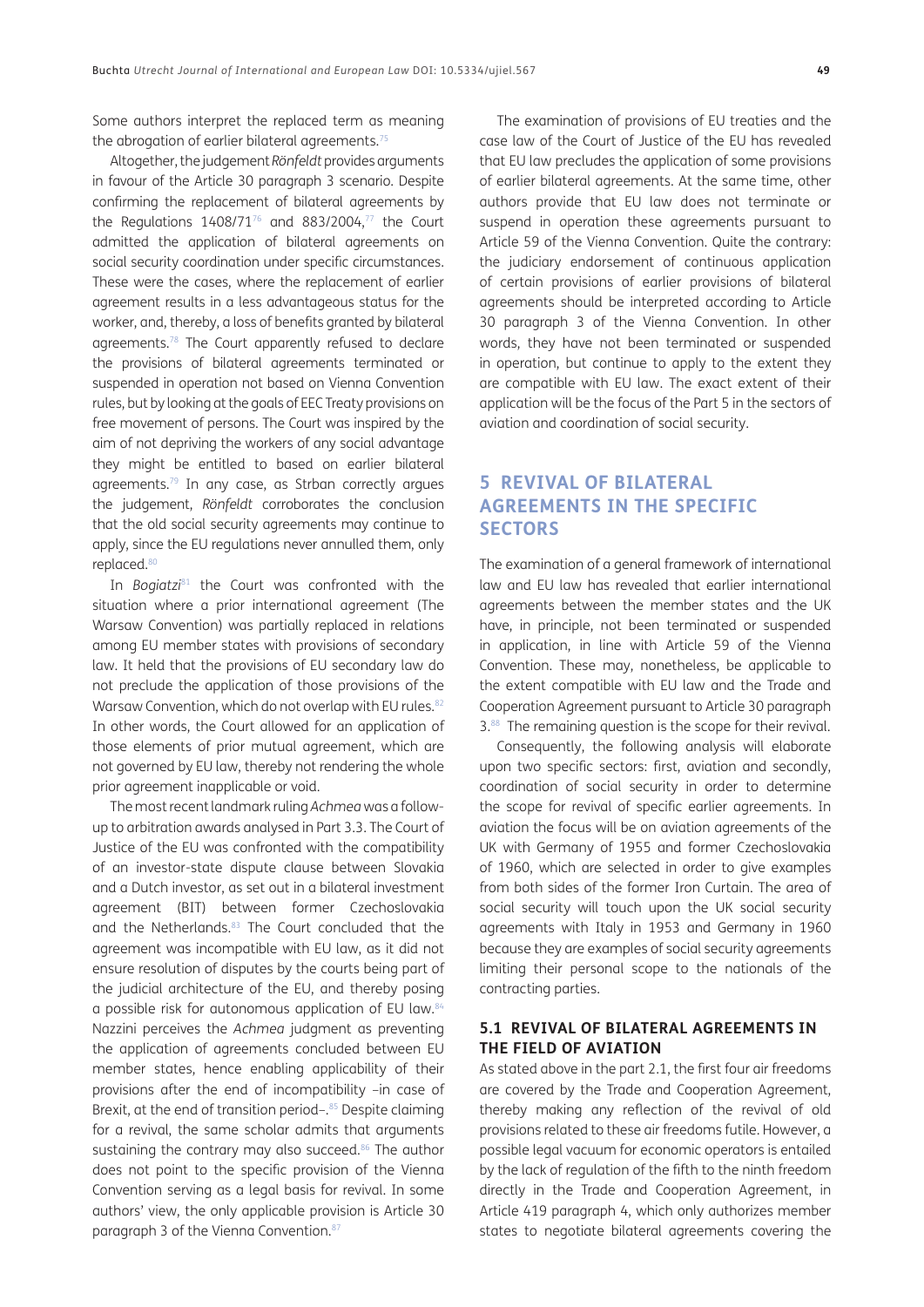Some authors interpret the replaced term as meaning the abrogation of earlier bilateral agreements.[75]

Altogether, the judgement *Rönfeldt* provides arguments in favour of the Article 30 paragraph 3 scenario. Despite confirming the replacement of bilateral agreements by the Regulations 1408/71[76] and 883/2004,[77] the Court admitted the application of bilateral agreements on social security coordination under specific circumstances. These were the cases, where the replacement of earlier agreement results in a less advantageous status for the worker, and, thereby, a loss of benefits granted by bilateral agreements.[78] The Court apparently refused to declare the provisions of bilateral agreements terminated or suspended in operation not based on Vienna Convention rules, but by looking at the goals of EEC Treaty provisions on free movement of persons. The Court was inspired by the aim of not depriving the workers of any social advantage they might be entitled to based on earlier bilateral agreements.[79] In any case, as Strban correctly argues the judgement, *Rönfeldt* corroborates the conclusion that the old social security agreements may continue to apply, since the EU regulations never annulled them, only replaced.[80]

In *Bogiatzi*[81] the Court was confronted with the situation where a prior international agreement (The Warsaw Convention) was partially replaced in relations among EU member states with provisions of secondary law. It held that the provisions of EU secondary law do not preclude the application of those provisions of the Warsaw Convention, which do not overlap with EU rules.[82] In other words, the Court allowed for an application of those elements of prior mutual agreement, which are not governed by EU law, thereby not rendering the whole prior agreement inapplicable or void.

The most recent landmark ruling *Achmea* was a follow-up to arbitration awards analysed in Part 3.3. The Court of Justice of the EU was confronted with the compatibility of an investor-state dispute clause between Slovakia and a Dutch investor, as set out in a bilateral investment agreement (BIT) between former Czechoslovakia and the Netherlands.[83] The Court concluded that the agreement was incompatible with EU law, as it did not ensure resolution of disputes by the courts being part of the judicial architecture of the EU, and thereby posing a possible risk for autonomous application of EU law.[84] Nazzini perceives the *Achmea* judgment as preventing the application of agreements concluded between EU member states, hence enabling applicability of their provisions after the end of incompatibility –in case of Brexit, at the end of transition period–.[85] Despite claiming for a revival, the same scholar admits that arguments sustaining the contrary may also succeed.[86] The author does not point to the specific provision of the Vienna Convention serving as a legal basis for revival. In some authors' view, the only applicable provision is Article 30 paragraph 3 of the Vienna Convention.[87]

The examination of provisions of EU treaties and the case law of the Court of Justice of the EU has revealed that EU law precludes the application of some provisions of earlier bilateral agreements. At the same time, other authors provide that EU law does not terminate or suspend in operation these agreements pursuant to Article 59 of the Vienna Convention. Quite the contrary: the judiciary endorsement of continuous application of certain provisions of earlier provisions of bilateral agreements should be interpreted according to Article 30 paragraph 3 of the Vienna Convention. In other words, they have not been terminated or suspended in operation, but continue to apply to the extent they are compatible with EU law. The exact extent of their application will be the focus of the Part 5 in the sectors of aviation and coordination of social security.

## 5 REVIVAL OF BILATERAL AGREEMENTS IN THE SPECIFIC SECTORS

The examination of a general framework of international law and EU law has revealed that earlier international agreements between the member states and the UK have, in principle, not been terminated or suspended in application, in line with Article 59 of the Vienna Convention. These may, nonetheless, be applicable to the extent compatible with EU law and the Trade and Cooperation Agreement pursuant to Article 30 paragraph 3.[88] The remaining question is the scope for their revival.

Consequently, the following analysis will elaborate upon two specific sectors: first, aviation and secondly, coordination of social security in order to determine the scope for revival of specific earlier agreements. In aviation the focus will be on aviation agreements of the UK with Germany of 1955 and former Czechoslovakia of 1960, which are selected in order to give examples from both sides of the former Iron Curtain. The area of social security will touch upon the UK social security agreements with Italy in 1953 and Germany in 1960 because they are examples of social security agreements limiting their personal scope to the nationals of the contracting parties.

### 5.1 REVIVAL OF BILATERAL AGREEMENTS IN THE FIELD OF AVIATION

As stated above in the part 2.1, the first four air freedoms are covered by the Trade and Cooperation Agreement, thereby making any reflection of the revival of old provisions related to these air freedoms futile. However, a possible legal vacuum for economic operators is entailed by the lack of regulation of the fifth to the ninth freedom directly in the Trade and Cooperation Agreement, in Article 419 paragraph 4, which only authorizes member states to negotiate bilateral agreements covering the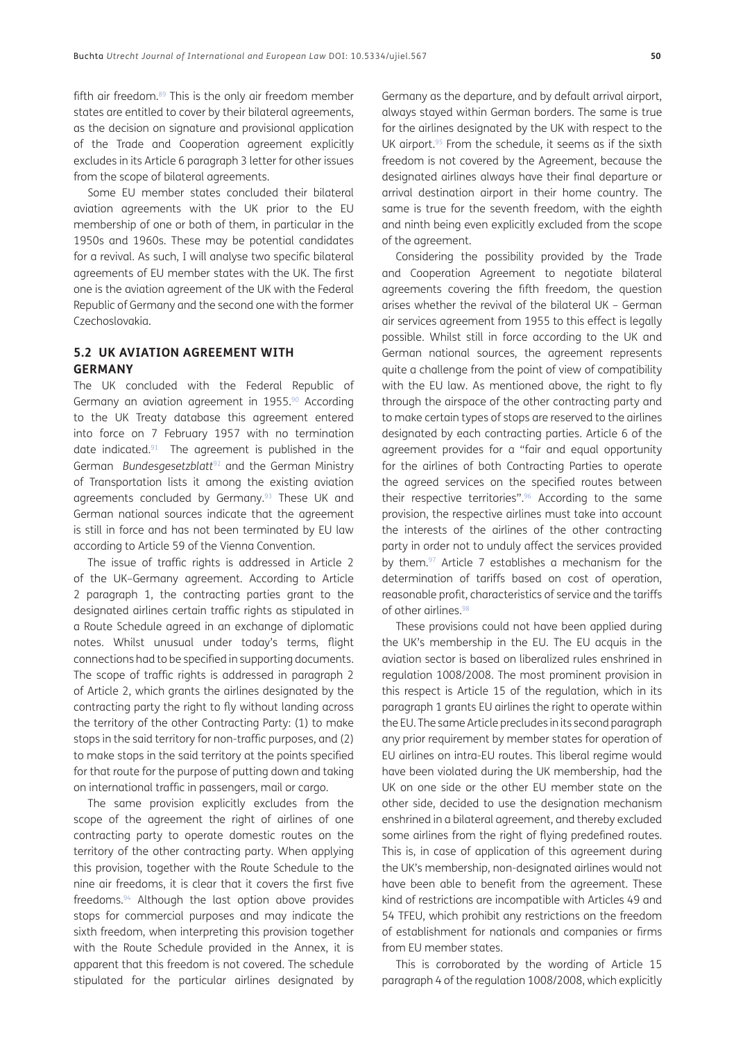fifth air freedom.[89] This is the only air freedom member states are entitled to cover by their bilateral agreements, as the decision on signature and provisional application of the Trade and Cooperation agreement explicitly excludes in its Article 6 paragraph 3 letter for other issues from the scope of bilateral agreements.

Some EU member states concluded their bilateral aviation agreements with the UK prior to the EU membership of one or both of them, in particular in the 1950s and 1960s. These may be potential candidates for a revival. As such, I will analyse two specific bilateral agreements of EU member states with the UK. The first one is the aviation agreement of the UK with the Federal Republic of Germany and the second one with the former Czechoslovakia.

### 5.2 UK AVIATION AGREEMENT WITH GERMANY

The UK concluded with the Federal Republic of Germany an aviation agreement in 1955.[90] According to the UK Treaty database this agreement entered into force on 7 February 1957 with no termination date indicated.[91] The agreement is published in the German *Bundesgesetzblatt*[92] and the German Ministry of Transportation lists it among the existing aviation agreements concluded by Germany.[93] These UK and German national sources indicate that the agreement is still in force and has not been terminated by EU law according to Article 59 of the Vienna Convention.

The issue of traffic rights is addressed in Article 2 of the UK–Germany agreement. According to Article 2 paragraph 1, the contracting parties grant to the designated airlines certain traffic rights as stipulated in a Route Schedule agreed in an exchange of diplomatic notes. Whilst unusual under today's terms, flight connections had to be specified in supporting documents. The scope of traffic rights is addressed in paragraph 2 of Article 2, which grants the airlines designated by the contracting party the right to fly without landing across the territory of the other Contracting Party: (1) to make stops in the said territory for non-traffic purposes, and (2) to make stops in the said territory at the points specified for that route for the purpose of putting down and taking on international traffic in passengers, mail or cargo.

The same provision explicitly excludes from the scope of the agreement the right of airlines of one contracting party to operate domestic routes on the territory of the other contracting party. When applying this provision, together with the Route Schedule to the nine air freedoms, it is clear that it covers the first five freedoms.[94] Although the last option above provides stops for commercial purposes and may indicate the sixth freedom, when interpreting this provision together with the Route Schedule provided in the Annex, it is apparent that this freedom is not covered. The schedule stipulated for the particular airlines designated by Germany as the departure, and by default arrival airport, always stayed within German borders. The same is true for the airlines designated by the UK with respect to the UK airport.[95] From the schedule, it seems as if the sixth freedom is not covered by the Agreement, because the designated airlines always have their final departure or arrival destination airport in their home country. The same is true for the seventh freedom, with the eighth and ninth being even explicitly excluded from the scope of the agreement.

Considering the possibility provided by the Trade and Cooperation Agreement to negotiate bilateral agreements covering the fifth freedom, the question arises whether the revival of the bilateral UK – German air services agreement from 1955 to this effect is legally possible. Whilst still in force according to the UK and German national sources, the agreement represents quite a challenge from the point of view of compatibility with the EU law. As mentioned above, the right to fly through the airspace of the other contracting party and to make certain types of stops are reserved to the airlines designated by each contracting parties. Article 6 of the agreement provides for a "fair and equal opportunity for the airlines of both Contracting Parties to operate the agreed services on the specified routes between their respective territories".[96] According to the same provision, the respective airlines must take into account the interests of the airlines of the other contracting party in order not to unduly affect the services provided by them.[97] Article 7 establishes a mechanism for the determination of tariffs based on cost of operation, reasonable profit, characteristics of service and the tariffs of other airlines.[98]

These provisions could not have been applied during the UK's membership in the EU. The EU acquis in the aviation sector is based on liberalized rules enshrined in regulation 1008/2008. The most prominent provision in this respect is Article 15 of the regulation, which in its paragraph 1 grants EU airlines the right to operate within the EU. The same Article precludes in its second paragraph any prior requirement by member states for operation of EU airlines on intra-EU routes. This liberal regime would have been violated during the UK membership, had the UK on one side or the other EU member state on the other side, decided to use the designation mechanism enshrined in a bilateral agreement, and thereby excluded some airlines from the right of flying predefined routes. This is, in case of application of this agreement during the UK's membership, non-designated airlines would not have been able to benefit from the agreement. These kind of restrictions are incompatible with Articles 49 and 54 TFEU, which prohibit any restrictions on the freedom of establishment for nationals and companies or firms from EU member states.

This is corroborated by the wording of Article 15 paragraph 4 of the regulation 1008/2008, which explicitly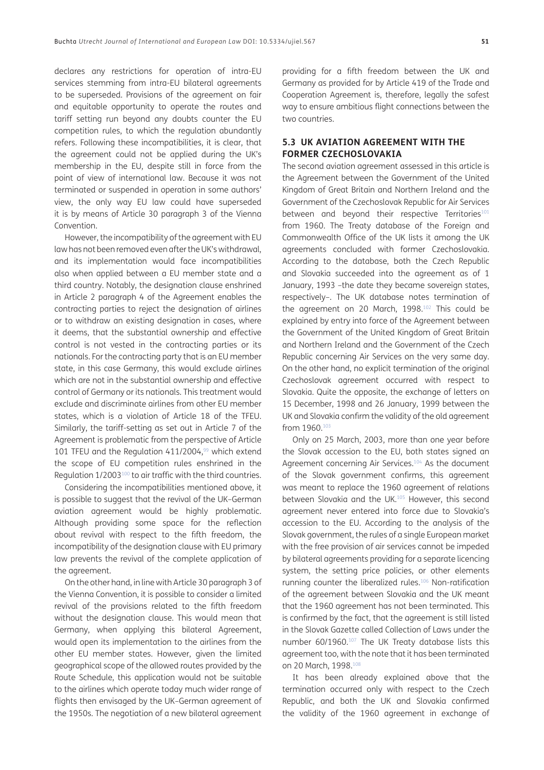declares any restrictions for operation of intra-EU services stemming from intra-EU bilateral agreements to be superseded. Provisions of the agreement on fair and equitable opportunity to operate the routes and tariff setting run beyond any doubts counter the EU competition rules, to which the regulation abundantly refers. Following these incompatibilities, it is clear, that the agreement could not be applied during the UK's membership in the EU, despite still in force from the point of view of international law. Because it was not terminated or suspended in operation in some authors' view, the only way EU law could have superseded it is by means of Article 30 paragraph 3 of the Vienna Convention.

However, the incompatibility of the agreement with EU law has not been removed even after the UK's withdrawal, and its implementation would face incompatibilities also when applied between a EU member state and a third country. Notably, the designation clause enshrined in Article 2 paragraph 4 of the Agreement enables the contracting parties to reject the designation of airlines or to withdraw an existing designation in cases, where it deems, that the substantial ownership and effective control is not vested in the contracting parties or its nationals. For the contracting party that is an EU member state, in this case Germany, this would exclude airlines which are not in the substantial ownership and effective control of Germany or its nationals. This treatment would exclude and discriminate airlines from other EU member states, which is a violation of Article 18 of the TFEU. Similarly, the tariff-setting as set out in Article 7 of the Agreement is problematic from the perspective of Article 101 TFEU and the Regulation 411/2004,[99] which extend the scope of EU competition rules enshrined in the Regulation 1/2003[100] to air traffic with the third countries.

Considering the incompatibilities mentioned above, it is possible to suggest that the revival of the UK–German aviation agreement would be highly problematic. Although providing some space for the reflection about revival with respect to the fifth freedom, the incompatibility of the designation clause with EU primary law prevents the revival of the complete application of the agreement.

On the other hand, in line with Article 30 paragraph 3 of the Vienna Convention, it is possible to consider a limited revival of the provisions related to the fifth freedom without the designation clause. This would mean that Germany, when applying this bilateral Agreement, would open its implementation to the airlines from the other EU member states. However, given the limited geographical scope of the allowed routes provided by the Route Schedule, this application would not be suitable to the airlines which operate today much wider range of flights then envisaged by the UK–German agreement of the 1950s. The negotiation of a new bilateral agreement providing for a fifth freedom between the UK and Germany as provided for by Article 419 of the Trade and Cooperation Agreement is, therefore, legally the safest way to ensure ambitious flight connections between the two countries.

### 5.3 UK AVIATION AGREEMENT WITH THE FORMER CZECHOSLOVAKIA

The second aviation agreement assessed in this article is the Agreement between the Government of the United Kingdom of Great Britain and Northern Ireland and the Government of the Czechoslovak Republic for Air Services between and beyond their respective Territories[101] from 1960. The Treaty database of the Foreign and Commonwealth Office of the UK lists it among the UK agreements concluded with former Czechoslovakia. According to the database, both the Czech Republic and Slovakia succeeded into the agreement as of 1 January, 1993 –the date they became sovereign states, respectively–. The UK database notes termination of the agreement on 20 March, 1998.[102] This could be explained by entry into force of the Agreement between the Government of the United Kingdom of Great Britain and Northern Ireland and the Government of the Czech Republic concerning Air Services on the very same day. On the other hand, no explicit termination of the original Czechoslovak agreement occurred with respect to Slovakia. Quite the opposite, the exchange of letters on 15 December, 1998 and 26 January, 1999 between the UK and Slovakia confirm the validity of the old agreement from 1960.[103]

Only on 25 March, 2003, more than one year before the Slovak accession to the EU, both states signed an Agreement concerning Air Services.[104] As the document of the Slovak government confirms, this agreement was meant to replace the 1960 agreement of relations between Slovakia and the UK.[105] However, this second agreement never entered into force due to Slovakia's accession to the EU. According to the analysis of the Slovak government, the rules of a single European market with the free provision of air services cannot be impeded by bilateral agreements providing for a separate licencing system, the setting price policies, or other elements running counter the liberalized rules.[106] Non-ratification of the agreement between Slovakia and the UK meant that the 1960 agreement has not been terminated. This is confirmed by the fact, that the agreement is still listed in the Slovak Gazette called Collection of Laws under the number 60/1960.[107] The UK Treaty database lists this agreement too, with the note that it has been terminated on 20 March, 1998.[108]

It has been already explained above that the termination occurred only with respect to the Czech Republic, and both the UK and Slovakia confirmed the validity of the 1960 agreement in exchange of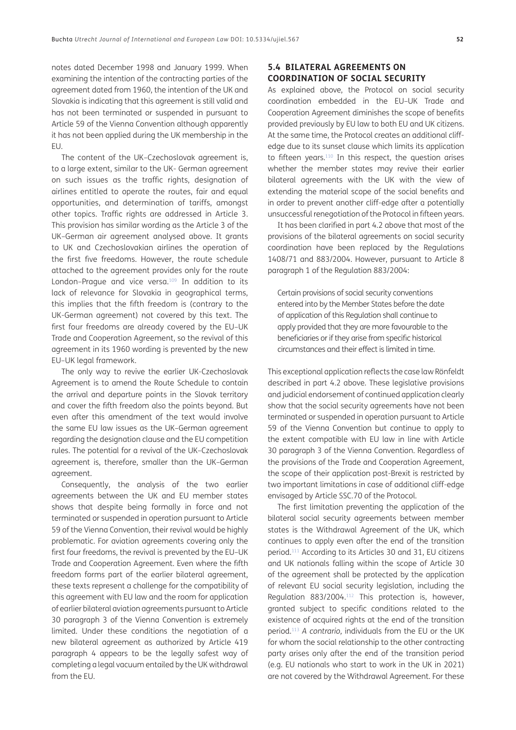notes dated December 1998 and January 1999. When examining the intention of the contracting parties of the agreement dated from 1960, the intention of the UK and Slovakia is indicating that this agreement is still valid and has not been terminated or suspended in pursuant to Article 59 of the Vienna Convention although apparently it has not been applied during the UK membership in the EU.

The content of the UK–Czechoslovak agreement is, to a large extent, similar to the UK- German agreement on such issues as the traffic rights, designation of airlines entitled to operate the routes, fair and equal opportunities, and determination of tariffs, amongst other topics. Traffic rights are addressed in Article 3. This provision has similar wording as the Article 3 of the UK–German air agreement analysed above. It grants to UK and Czechoslovakian airlines the operation of the first five freedoms. However, the route schedule attached to the agreement provides only for the route London–Prague and vice versa.[109] In addition to its lack of relevance for Slovakia in geographical terms, this implies that the fifth freedom is (contrary to the UK-German agreement) not covered by this text. The first four freedoms are already covered by the EU–UK Trade and Cooperation Agreement, so the revival of this agreement in its 1960 wording is prevented by the new EU–UK legal framework.

The only way to revive the earlier UK-Czechoslovak Agreement is to amend the Route Schedule to contain the arrival and departure points in the Slovak territory and cover the fifth freedom also the points beyond. But even after this amendment of the text would involve the same EU law issues as the UK–German agreement regarding the designation clause and the EU competition rules. The potential for a revival of the UK–Czechoslovak agreement is, therefore, smaller than the UK–German agreement.

Consequently, the analysis of the two earlier agreements between the UK and EU member states shows that despite being formally in force and not terminated or suspended in operation pursuant to Article 59 of the Vienna Convention, their revival would be highly problematic. For aviation agreements covering only the first four freedoms, the revival is prevented by the EU–UK Trade and Cooperation Agreement. Even where the fifth freedom forms part of the earlier bilateral agreement, these texts represent a challenge for the compatibility of this agreement with EU law and the room for application of earlier bilateral aviation agreements pursuant to Article 30 paragraph 3 of the Vienna Convention is extremely limited. Under these conditions the negotiation of a new bilateral agreement as authorized by Article 419 paragraph 4 appears to be the legally safest way of completing a legal vacuum entailed by the UK withdrawal from the EU.

### 5.4 BILATERAL AGREEMENTS ON COORDINATION OF SOCIAL SECURITY

As explained above, the Protocol on social security coordination embedded in the EU–UK Trade and Cooperation Agreement diminishes the scope of benefits provided previously by EU law to both EU and UK citizens. At the same time, the Protocol creates an additional cliff-edge due to its sunset clause which limits its application to fifteen years.[110] In this respect, the question arises whether the member states may revive their earlier bilateral agreements with the UK with the view of extending the material scope of the social benefits and in order to prevent another cliff-edge after a potentially unsuccessful renegotiation of the Protocol in fifteen years.

It has been clarified in part 4.2 above that most of the provisions of the bilateral agreements on social security coordination have been replaced by the Regulations 1408/71 and 883/2004. However, pursuant to Article 8 paragraph 1 of the Regulation 883/2004:

> Certain provisions of social security conventions entered into by the Member States before the date of application of this Regulation shall continue to apply provided that they are more favourable to the beneficiaries or if they arise from specific historical circumstances and their effect is limited in time.

This exceptional application reflects the case law Rönfeldt described in part 4.2 above. These legislative provisions and judicial endorsement of continued application clearly show that the social security agreements have not been terminated or suspended in operation pursuant to Article 59 of the Vienna Convention but continue to apply to the extent compatible with EU law in line with Article 30 paragraph 3 of the Vienna Convention. Regardless of the provisions of the Trade and Cooperation Agreement, the scope of their application post-Brexit is restricted by two important limitations in case of additional cliff-edge envisaged by Article SSC.70 of the Protocol.

The first limitation preventing the application of the bilateral social security agreements between member states is the Withdrawal Agreement of the UK, which continues to apply even after the end of the transition period.[111] According to its Articles 30 and 31, EU citizens and UK nationals falling within the scope of Article 30 of the agreement shall be protected by the application of relevant EU social security legislation, including the Regulation 883/2004.[112] This protection is, however, granted subject to specific conditions related to the existence of acquired rights at the end of the transition period.[113] *A contrario*, individuals from the EU or the UK for whom the social relationship to the other contracting party arises only after the end of the transition period (e.g. EU nationals who start to work in the UK in 2021) are not covered by the Withdrawal Agreement. For these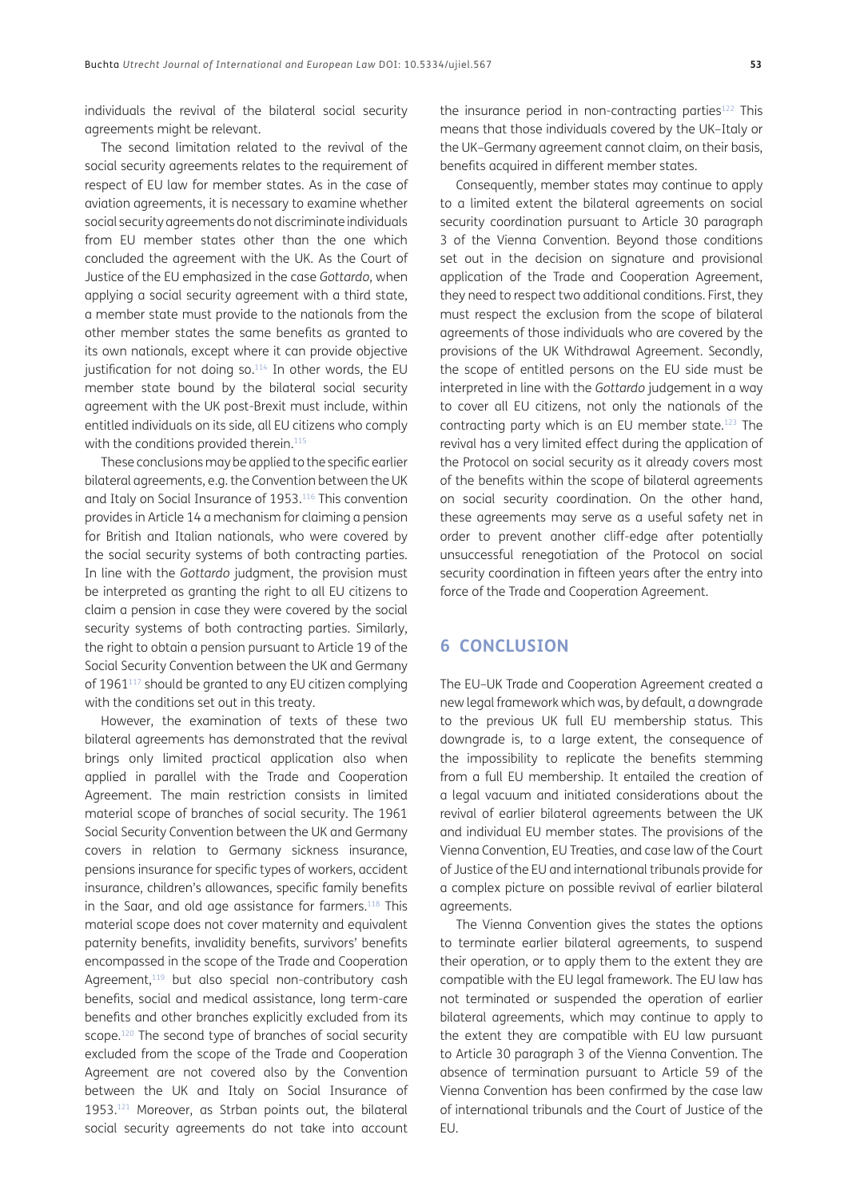individuals the revival of the bilateral social security agreements might be relevant.

The second limitation related to the revival of the social security agreements relates to the requirement of respect of EU law for member states. As in the case of aviation agreements, it is necessary to examine whether social security agreements do not discriminate individuals from EU member states other than the one which concluded the agreement with the UK. As the Court of Justice of the EU emphasized in the case *Gottardo*, when applying a social security agreement with a third state, a member state must provide to the nationals from the other member states the same benefits as granted to its own nationals, except where it can provide objective justification for not doing so.[114] In other words, the EU member state bound by the bilateral social security agreement with the UK post-Brexit must include, within entitled individuals on its side, all EU citizens who comply with the conditions provided therein.[115]

These conclusions may be applied to the specific earlier bilateral agreements, e.g. the Convention between the UK and Italy on Social Insurance of 1953.[116] This convention provides in Article 14 a mechanism for claiming a pension for British and Italian nationals, who were covered by the social security systems of both contracting parties. In line with the *Gottardo* judgment, the provision must be interpreted as granting the right to all EU citizens to claim a pension in case they were covered by the social security systems of both contracting parties. Similarly, the right to obtain a pension pursuant to Article 19 of the Social Security Convention between the UK and Germany of 1961[117] should be granted to any EU citizen complying with the conditions set out in this treaty.

However, the examination of texts of these two bilateral agreements has demonstrated that the revival brings only limited practical application also when applied in parallel with the Trade and Cooperation Agreement. The main restriction consists in limited material scope of branches of social security. The 1961 Social Security Convention between the UK and Germany covers in relation to Germany sickness insurance, pensions insurance for specific types of workers, accident insurance, children's allowances, specific family benefits in the Saar, and old age assistance for farmers.[118] This material scope does not cover maternity and equivalent paternity benefits, invalidity benefits, survivors' benefits encompassed in the scope of the Trade and Cooperation Agreement,[119] but also special non-contributory cash benefits, social and medical assistance, long term-care benefits and other branches explicitly excluded from its scope.[120] The second type of branches of social security excluded from the scope of the Trade and Cooperation Agreement are not covered also by the Convention between the UK and Italy on Social Insurance of 1953.[121] Moreover, as Strban points out, the bilateral social security agreements do not take into account the insurance period in non-contracting parties[122] This means that those individuals covered by the UK–Italy or the UK–Germany agreement cannot claim, on their basis, benefits acquired in different member states.

Consequently, member states may continue to apply to a limited extent the bilateral agreements on social security coordination pursuant to Article 30 paragraph 3 of the Vienna Convention. Beyond those conditions set out in the decision on signature and provisional application of the Trade and Cooperation Agreement, they need to respect two additional conditions. First, they must respect the exclusion from the scope of bilateral agreements of those individuals who are covered by the provisions of the UK Withdrawal Agreement. Secondly, the scope of entitled persons on the EU side must be interpreted in line with the *Gottardo* judgement in a way to cover all EU citizens, not only the nationals of the contracting party which is an EU member state.[123] The revival has a very limited effect during the application of the Protocol on social security as it already covers most of the benefits within the scope of bilateral agreements on social security coordination. On the other hand, these agreements may serve as a useful safety net in order to prevent another cliff-edge after potentially unsuccessful renegotiation of the Protocol on social security coordination in fifteen years after the entry into force of the Trade and Cooperation Agreement.

## 6 CONCLUSION

The EU–UK Trade and Cooperation Agreement created a new legal framework which was, by default, a downgrade to the previous UK full EU membership status. This downgrade is, to a large extent, the consequence of the impossibility to replicate the benefits stemming from a full EU membership. It entailed the creation of a legal vacuum and initiated considerations about the revival of earlier bilateral agreements between the UK and individual EU member states. The provisions of the Vienna Convention, EU Treaties, and case law of the Court of Justice of the EU and international tribunals provide for a complex picture on possible revival of earlier bilateral agreements.

The Vienna Convention gives the states the options to terminate earlier bilateral agreements, to suspend their operation, or to apply them to the extent they are compatible with the EU legal framework. The EU law has not terminated or suspended the operation of earlier bilateral agreements, which may continue to apply to the extent they are compatible with EU law pursuant to Article 30 paragraph 3 of the Vienna Convention. The absence of termination pursuant to Article 59 of the Vienna Convention has been confirmed by the case law of international tribunals and the Court of Justice of the EU.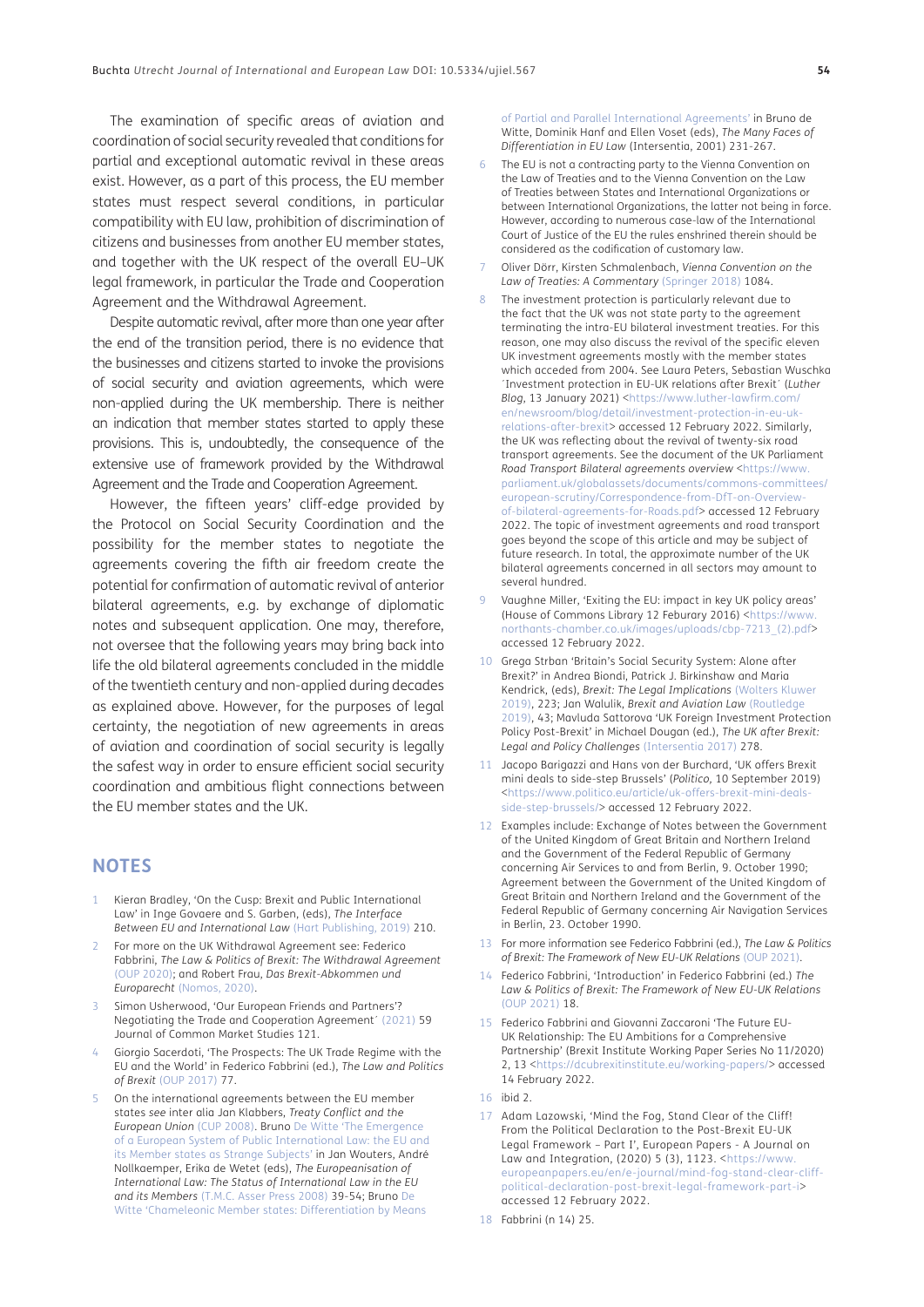The examination of specific areas of aviation and coordination of social security revealed that conditions for partial and exceptional automatic revival in these areas exist. However, as a part of this process, the EU member states must respect several conditions, in particular compatibility with EU law, prohibition of discrimination of citizens and businesses from another EU member states, and together with the UK respect of the overall EU–UK legal framework, in particular the Trade and Cooperation Agreement and the Withdrawal Agreement.

Despite automatic revival, after more than one year after the end of the transition period, there is no evidence that the businesses and citizens started to invoke the provisions of social security and aviation agreements, which were non-applied during the UK membership. There is neither an indication that member states started to apply these provisions. This is, undoubtedly, the consequence of the extensive use of framework provided by the Withdrawal Agreement and the Trade and Cooperation Agreement.

However, the fifteen years' cliff-edge provided by the Protocol on Social Security Coordination and the possibility for the member states to negotiate the agreements covering the fifth air freedom create the potential for confirmation of automatic revival of anterior bilateral agreements, e.g. by exchange of diplomatic notes and subsequent application. One may, therefore, not oversee that the following years may bring back into life the old bilateral agreements concluded in the middle of the twentieth century and non-applied during decades as explained above. However, for the purposes of legal certainty, the negotiation of new agreements in areas of aviation and coordination of social security is legally the safest way in order to ensure efficient social security coordination and ambitious flight connections between the EU member states and the UK.

## NOTES

1. Kieran Bradley, 'On the Cusp: Brexit and Public International Law' in Inge Govaere and S. Garben, (eds), *The Interface Between EU and International Law* (Hart Publishing, 2019) 210.
2. For more on the UK Withdrawal Agreement see: Federico Fabbrini, *The Law & Politics of Brexit: The Withdrawal Agreement* (OUP 2020); and Robert Frau, *Das Brexit-Abkommen und Europarecht* (Nomos, 2020).
3. Simon Usherwood, 'Our European Friends and Partners'? Negotiating the Trade and Cooperation Agreement´ (2021) 59 Journal of Common Market Studies 121.
4. Giorgio Sacerdoti, 'The Prospects: The UK Trade Regime with the EU and the World' in Federico Fabbrini (ed.), *The Law and Politics of Brexit* (OUP 2017) 77.
5. On the international agreements between the EU member states *see* inter alia Jan Klabbers, *Treaty Conflict and the European Union* (CUP 2008). Bruno De Witte 'The Emergence of a European System of Public International Law: the EU and its Member states as Strange Subjects' in Jan Wouters, André Nollkaemper, Erika de Wetet (eds), *The Europeanisation of International Law: The Status of International Law in the EU and its Members* (T.M.C. Asser Press 2008) 39-54; Bruno De Witte 'Chameleonic Member states: Differentiation by Means of Partial and Parallel International Agreements' in Bruno de Witte, Dominik Hanf and Ellen Voset (eds), *The Many Faces of Differentiation in EU Law* (Intersentia, 2001) 231-267.
6. The EU is not a contracting party to the Vienna Convention on the Law of Treaties and to the Vienna Convention on the Law of Treaties between States and International Organizations or between International Organizations, the latter not being in force. However, according to numerous case-law of the International Court of Justice of the EU the rules enshrined therein should be considered as the codification of customary law.
7. Oliver Dörr, Kirsten Schmalenbach, *Vienna Convention on the Law of Treaties: A Commentary* (Springer 2018) 1084.
8. The investment protection is particularly relevant due to the fact that the UK was not state party to the agreement terminating the intra-EU bilateral investment treaties. For this reason, one may also discuss the revival of the specific eleven UK investment agreements mostly with the member states which acceded from 2004. See Laura Peters, Sebastian Wuschka ´Investment protection in EU-UK relations after Brexit´ (*Luther Blog*, 13 January 2021) <https://www.luther-lawfirm.com/en/newsroom/blog/detail/investment-protection-in-eu-uk-relations-after-brexit> accessed 12 February 2022. Similarly, the UK was reflecting about the revival of twenty-six road transport agreements. See the document of the UK Parliament *Road Transport Bilateral agreements overview* <https://www.parliament.uk/globalassets/documents/commons-committees/european-scrutiny/Correspondence-from-DfT-on-Overview-of-bilateral-agreements-for-Roads.pdf> accessed 12 February 2022. The topic of investment agreements and road transport goes beyond the scope of this article and may be subject of future research. In total, the approximate number of the UK bilateral agreements concerned in all sectors may amount to several hundred.
9. Vaughne Miller, 'Exiting the EU: impact in key UK policy areas' (House of Commons Library 12 Feburary 2016) <https://www.northants-chamber.co.uk/images/uploads/cbp-7213_(2).pdf> accessed 12 February 2022.
10. Grega Strban 'Britain's Social Security System: Alone after Brexit?' in Andrea Biondi, Patrick J. Birkinshaw and Maria Kendrick, (eds), *Brexit: The Legal Implications* (Wolters Kluwer 2019), 223; Jan Walulik, *Brexit and Aviation Law* (Routledge 2019), 43; Mavluda Sattorova 'UK Foreign Investment Protection Policy Post-Brexit' in Michael Dougan (ed.), *The UK after Brexit: Legal and Policy Challenges* (Intersentia 2017) 278.
11. Jacopo Barigazzi and Hans von der Burchard, 'UK offers Brexit mini deals to side-step Brussels' (*Politico*, 10 September 2019) <https://www.politico.eu/article/uk-offers-brexit-mini-deals-side-step-brussels/> accessed 12 February 2022.
12. Examples include: Exchange of Notes between the Government of the United Kingdom of Great Britain and Northern Ireland and the Government of the Federal Republic of Germany concerning Air Services to and from Berlin, 9. October 1990; Agreement between the Government of the United Kingdom of Great Britain and Northern Ireland and the Government of the Federal Republic of Germany concerning Air Navigation Services in Berlin, 23. October 1990.
13. For more information see Federico Fabbrini (ed.), *The Law & Politics of Brexit: The Framework of New EU-UK Relations* (OUP 2021).
14. Federico Fabbrini, 'Introduction' in Federico Fabbrini (ed.) *The Law & Politics of Brexit: The Framework of New EU-UK Relations* (OUP 2021) 18.
15. Federico Fabbrini and Giovanni Zaccaroni 'The Future EU-UK Relationship: The EU Ambitions for a Comprehensive Partnership' (Brexit Institute Working Paper Series No 11/2020) 2, 13 <https://dcubrexitinstitute.eu/working-papers/> accessed 14 February 2022.
16. ibid 2.
17. Adam Lazowski, 'Mind the Fog, Stand Clear of the Cliff! From the Political Declaration to the Post-Brexit EU-UK Legal Framework – Part I', European Papers - A Journal on Law and Integration, (2020) 5 (3), 1123. <https://www.europeanpapers.eu/en/e-journal/mind-fog-stand-clear-cliff-political-declaration-post-brexit-legal-framework-part-i> accessed 12 February 2022.
18. Fabbrini (n 14) 25.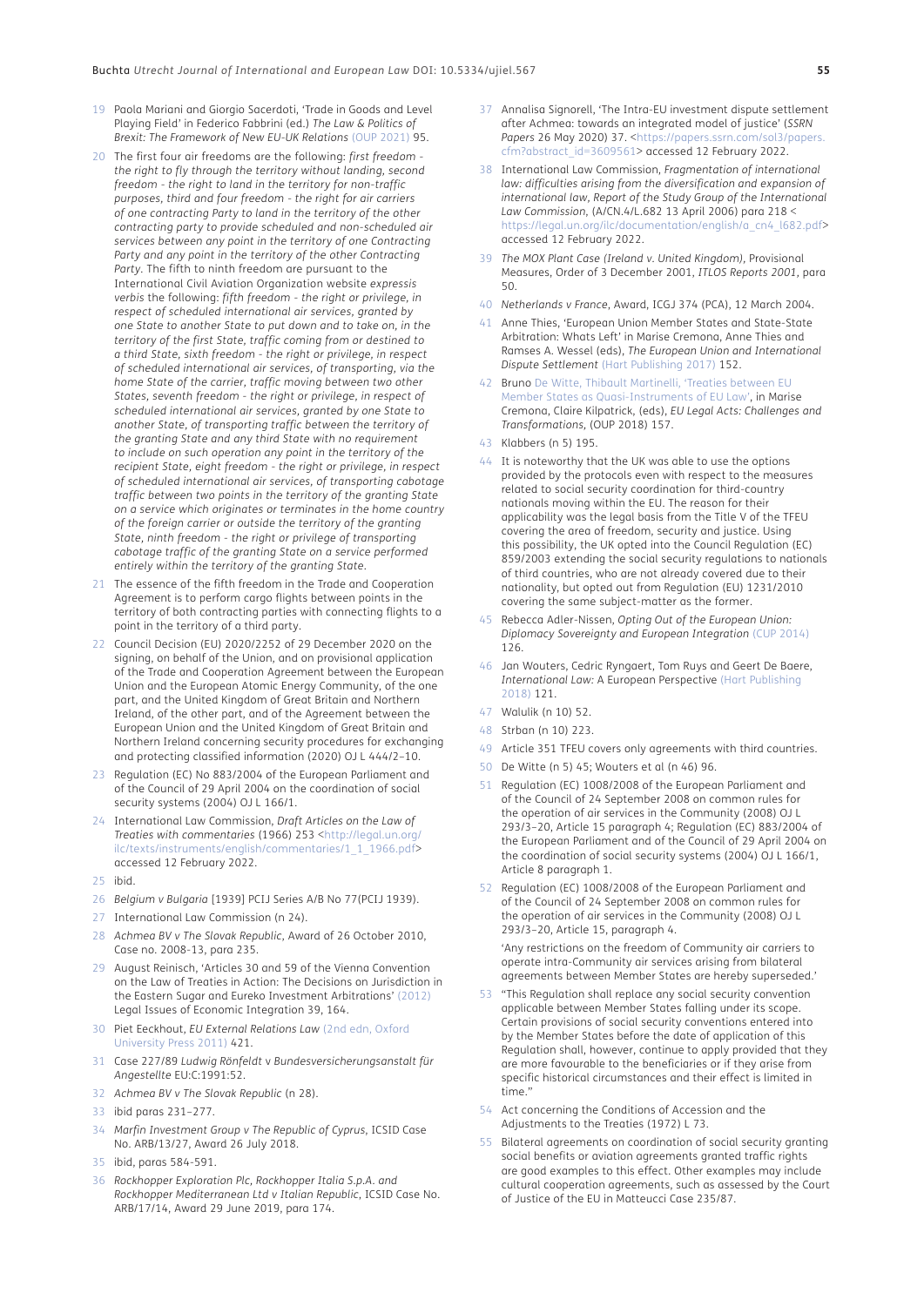19 Paola Mariani and Giorgio Sacerdoti, 'Trade in Goods and Level Playing Field' in Federico Fabbrini (ed.) *The Law & Politics of Brexit: The Framework of New EU-UK Relations* (OUP 2021) 95.

20 The first four air freedoms are the following: *first freedom - the right to fly through the territory without landing, second freedom - the right to land in the territory for non-traffic purposes, third and four freedom - the right for air carriers of one contracting Party to land in the territory of the other contracting party to provide scheduled and non-scheduled air services between any point in the territory of one Contracting Party and any point in the territory of the other Contracting Party.* The fifth to ninth freedom are pursuant to the International Civil Aviation Organization website *expressis verbis* the following: *fifth freedom - the right or privilege, in respect of scheduled international air services, granted by one State to another State to put down and to take on, in the territory of the first State, traffic coming from or destined to a third State, sixth freedom - the right or privilege, in respect of scheduled international air services, of transporting, via the home State of the carrier, traffic moving between two other States, seventh freedom - the right or privilege, in respect of scheduled international air services, granted by one State to another State, of transporting traffic between the territory of the granting State and any third State with no requirement to include on such operation any point in the territory of the recipient State, eight freedom - the right or privilege, in respect of scheduled international air services, of transporting cabotage traffic between two points in the territory of the granting State on a service which originates or terminates in the home country of the foreign carrier or outside the territory of the granting State, ninth freedom - the right or privilege of transporting cabotage traffic of the granting State on a service performed entirely within the territory of the granting State.*

21 The essence of the fifth freedom in the Trade and Cooperation Agreement is to perform cargo flights between points in the territory of both contracting parties with connecting flights to a point in the territory of a third party.

22 Council Decision (EU) 2020/2252 of 29 December 2020 on the signing, on behalf of the Union, and on provisional application of the Trade and Cooperation Agreement between the European Union and the European Atomic Energy Community, of the one part, and the United Kingdom of Great Britain and Northern Ireland, of the other part, and of the Agreement between the European Union and the United Kingdom of Great Britain and Northern Ireland concerning security procedures for exchanging and protecting classified information (2020) OJ L 444/2–10.

23 Regulation (EC) No 883/2004 of the European Parliament and of the Council of 29 April 2004 on the coordination of social security systems (2004) OJ L 166/1.

24 International Law Commission, *Draft Articles on the Law of Treaties with commentaries* (1966) 253 <http://legal.un.org/ilc/texts/instruments/english/commentaries/1_1_1966.pdf> accessed 12 February 2022.

25 ibid.

26 *Belgium v Bulgaria* [1939] PCIJ Series A/B No 77(PCIJ 1939).

27 International Law Commission (n 24).

28 *Achmea BV v The Slovak Republic*, Award of 26 October 2010, Case no. 2008-13, para 235.

29 August Reinisch, 'Articles 30 and 59 of the Vienna Convention on the Law of Treaties in Action: The Decisions on Jurisdiction in the Eastern Sugar and Eureko Investment Arbitrations' (2012) Legal Issues of Economic Integration 39, 164.

30 Piet Eeckhout, *EU External Relations Law* (2nd edn, Oxford University Press 2011) 421.

31 Case 227/89 *Ludwig Rönfeldt* v *Bundesversicherungsanstalt für Angestellte* EU:C:1991:52.

32 *Achmea BV v The Slovak Republic* (n 28).

33 ibid paras 231–277.

34 *Marfin Investment Group v The Republic of Cyprus*, ICSID Case No. ARB/13/27, Award 26 July 2018.

35 ibid, paras 584-591.

36 *Rockhopper Exploration Plc, Rockhopper Italia S.p.A. and Rockhopper Mediterranean Ltd v Italian Republic*, ICSID Case No. ARB/17/14, Award 29 June 2019, para 174.

37 Annalisa Signorell, 'The Intra-EU investment dispute settlement after Achmea: towards an integrated model of justice' (*SSRN Papers* 26 May 2020) 37. <https://papers.ssrn.com/sol3/papers.cfm?abstract_id=3609561> accessed 12 February 2022.

38 International Law Commission, *Fragmentation of international law: difficulties arising from the diversification and expansion of international law, Report of the Study Group of the International Law Commission*, (A/CN.4/L.682 13 April 2006) para 218 < https://legal.un.org/ilc/documentation/english/a_cn4_l682.pdf> accessed 12 February 2022.

39 *The MOX Plant Case (Ireland v. United Kingdom)*, Provisional Measures, Order of 3 December 2001, *ITLOS Reports 2001*, para 50.

40 *Netherlands v France*, Award, ICGJ 374 (PCA), 12 March 2004.

41 Anne Thies, 'European Union Member States and State-State Arbitration: Whats Left' in Marise Cremona, Anne Thies and Ramses A. Wessel (eds), *The European Union and International Dispute Settlement* (Hart Publishing 2017) 152.

42 Bruno De Witte, Thibault Martinelli, 'Treaties between EU Member States as Quasi-Instruments of EU Law', in Marise Cremona, Claire Kilpatrick, (eds), *EU Legal Acts: Challenges and Transformations*, (OUP 2018) 157.

43 Klabbers (n 5) 195.

44 It is noteworthy that the UK was able to use the options provided by the protocols even with respect to the measures related to social security coordination for third-country nationals moving within the EU. The reason for their applicability was the legal basis from the Title V of the TFEU covering the area of freedom, security and justice. Using this possibility, the UK opted into the Council Regulation (EC) 859/2003 extending the social security regulations to nationals of third countries, who are not already covered due to their nationality, but opted out from Regulation (EU) 1231/2010 covering the same subject-matter as the former.

45 Rebecca Adler-Nissen, *Opting Out of the European Union: Diplomacy Sovereignty and European Integration* (CUP 2014) 126.

46 Jan Wouters, Cedric Ryngaert, Tom Ruys and Geert De Baere, *International Law:* A European Perspective (Hart Publishing 2018) 121.

47 Walulik (n 10) 52.

48 Strban (n 10) 223.

49 Article 351 TFEU covers only agreements with third countries.

50 De Witte (n 5) 45; Wouters et al (n 46) 96.

51 Regulation (EC) 1008/2008 of the European Parliament and of the Council of 24 September 2008 on common rules for the operation of air services in the Community (2008) OJ L 293/3–20, Article 15 paragraph 4; Regulation (EC) 883/2004 of the European Parliament and of the Council of 29 April 2004 on the coordination of social security systems (2004) OJ L 166/1, Article 8 paragraph 1.

52 Regulation (EC) 1008/2008 of the European Parliament and of the Council of 24 September 2008 on common rules for the operation of air services in the Community (2008) OJ L 293/3–20, Article 15, paragraph 4.

'Any restrictions on the freedom of Community air carriers to operate intra-Community air services arising from bilateral agreements between Member States are hereby superseded.'

53 "This Regulation shall replace any social security convention applicable between Member States falling under its scope. Certain provisions of social security conventions entered into by the Member States before the date of application of this Regulation shall, however, continue to apply provided that they are more favourable to the beneficiaries or if they arise from specific historical circumstances and their effect is limited in time."

54 Act concerning the Conditions of Accession and the Adjustments to the Treaties (1972) L 73.

55 Bilateral agreements on coordination of social security granting social benefits or aviation agreements granted traffic rights are good examples to this effect. Other examples may include cultural cooperation agreements, such as assessed by the Court of Justice of the EU in Matteucci Case 235/87.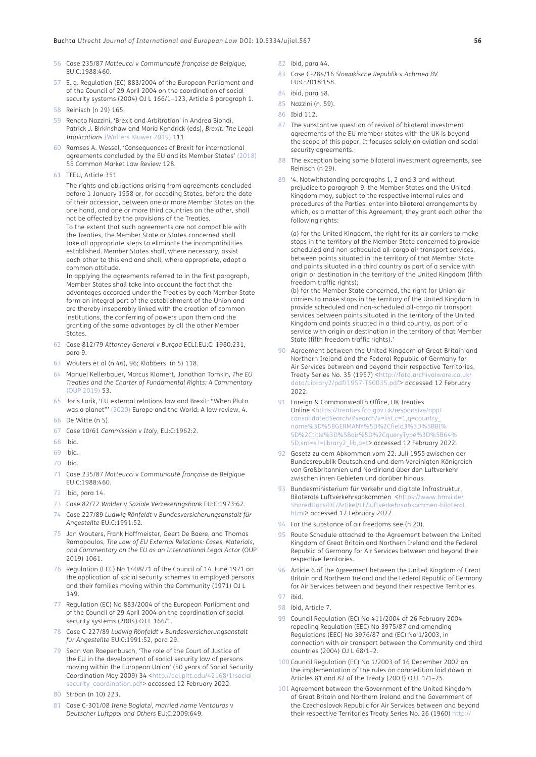56 Case 235/87 *Matteucci* v *Communauté française de Belgique*, EU:C:1988:460.

57 E. g. Regulation (EC) 883/2004 of the European Parliament and of the Council of 29 April 2004 on the coordination of social security systems (2004) OJ L 166/1–123, Article 8 paragraph 1.

58 Reinisch (n 29) 165.

59 Renato Nazzini, 'Brexit and Arbitration' in Andrea Biondi, Patrick J. Birkinshaw and Maria Kendrick (eds), *Brexit: The Legal Implications* (Wolters Kluwer 2019) 111.

60 Ramses A. Wessel, 'Consequences of Brexit for international agreements concluded by the EU and its Member States' (2018) 55 Common Market Law Review 128.

61 TFEU, Article 351

The rights and obligations arising from agreements concluded before 1 January 1958 or, for acceding States, before the date of their accession, between one or more Member States on the one hand, and one or more third countries on the other, shall not be affected by the provisions of the Treaties.
To the extent that such agreements are not compatible with the Treaties, the Member State or States concerned shall take all appropriate steps to eliminate the incompatibilities established. Member States shall, where necessary, assist each other to this end and shall, where appropriate, adopt a common attitude.
In applying the agreements referred to in the first paragraph, Member States shall take into account the fact that the advantages accorded under the Treaties by each Member State form an integral part of the establishment of the Union and are thereby inseparably linked with the creation of common institutions, the conferring of powers upon them and the granting of the same advantages by all the other Member States.

62 Case 812/79 *Attorney General v Burgoa* ECLI:EU:C: 1980:231, para 9.

63 Wouters et al (n 46), 96; Klabbers (n 5) 118.

64 Manuel Kellerbauer, Marcus Klamert, Jonathan Tomkin, *The EU Treaties and the Charter of Fundamental Rights: A Commentary* (OUP 2019) 53.

65 Joris Larik, 'EU external relations law and Brexit: "When Pluto was a planet"' (2020) Europe and the World: A law review, 4.

66 De Witte (n 5).

67 Case 10/61 *Commission* v *Italy*, EU:C:1962:2.

68 ibid.

69 ibid.

70 ibid.

71 Case 235/87 *Matteucci* v *Communauté française de Belgique* EU:C:1988:460.

72 ibid, para 14.

73 Case 82/72 *Walder* v *Soziale Verzekeringsbank* EU:C:1973:62.

74 Case 227/89 *Ludwig Rönfeldt* v *Bundesversicherungsanstalt für Angestellte* EU:C:1991:52.

75 Jan Wouters, Frank Hoffmeister, Geert De Baere, and Thomas Ramopoulos, *The Law of EU External Relations: Cases, Materials, and Commentary on the EU as an International Legal Actor* (OUP 2019) 1061.

76 Regulation (EEC) No 1408/71 of the Council of 14 June 1971 on the application of social security schemes to employed persons and their families moving within the Community (1971) OJ L 149.

77 Regulation (EC) No 883/2004 of the European Parliament and of the Council of 29 April 2004 on the coordination of social security systems (2004) OJ L 166/1.

78 Case C-227/89 *Ludwig Rönfeldt v Bundesversicherungsanstalt für Angestellte* EU:C:1991:52, para 29.

79 Sean Van Raepenbusch, 'The role of the Court of Justice of the EU in the development of social security law of persons moving within the European Union' (50 years of Social Security Coordination May 2009) 34 <http://aei.pitt.edu/42168/1/social_security_coordination.pdf> accessed 12 February 2022.

80 Strban (n 10) 223.

81 Case C-301/08 *Irène Bogiatzi, married name Ventouras* v *Deutscher Luftpool and Others* EU:C:2009:649.

82 ibid, para 44.

83 Case C-284/16 *Slowakische Republik* v *Achmea BV* EU:C:2018:158.

84 ibid, para 58.

85 Nazzini (n. 59).

86 Ibid 112.

87 The substantive question of revival of bilateral investment agreements of the EU member states with the UK is beyond the scope of this paper. It focuses solely on aviation and social security agreements.

88 The exception being some bilateral investment agreements, see Reinisch (n 29).

89 '4. Notwithstanding paragraphs 1, 2 and 3 and without prejudice to paragraph 9, the Member States and the United Kingdom may, subject to the respective internal rules and procedures of the Parties, enter into bilateral arrangements by which, as a matter of this Agreement, they grant each other the following rights:

(a) for the United Kingdom, the right for its air carriers to make stops in the territory of the Member State concerned to provide scheduled and non-scheduled all-cargo air transport services, between points situated in the territory of that Member State and points situated in a third country as part of a service with origin or destination in the territory of the United Kingdom (fifth freedom traffic rights);
(b) for the Member State concerned, the right for Union air carriers to make stops in the territory of the United Kingdom to provide scheduled and non-scheduled all-cargo air transport services between points situated in the territory of the United Kingdom and points situated in a third country, as part of a service with origin or destination in the territory of that Member State (fifth freedom traffic rights).'

90 Agreement between the United Kingdom of Great Britain and Northern Ireland and the Federal Republic of Germany for Air Services between and beyond their respective Territories, Treaty Series No. 35 (1957) <http://foto.archivalware.co.uk/data/Library2/pdf/1957-TS0035.pdf> accessed 12 February 2022.

91 Foreign & Commonwealth Office, UK Treaties Online <https://treaties.fco.gov.uk/responsive/app/consolidatedSearch/#search/v=list,c=1,q=country_name%3D%5BGERMANY%5D%2Cfield3%3D%5BBI%5D%2Ctitle%3D%5Bair%5D%2CqueryType%3D%5B64%5D,sm=s,l=library2_lib,a=t> accessed 12 February 2022.

92 Gesetz zu dem Abkommen vom 22. Juli 1955 zwischen der Bundesrepublik Deutschland und dem Vereinigten Königreich von Großbritannien und Nordirland über den Luftverkehr zwischen ihren Gebieten und darüber hinaus.

93 Bundesministerium für Verkehr und digitale Infrastruktur, Bilaterale Luftverkehrsabkommen <https://www.bmvi.de/SharedDocs/DE/Artikel/LF/luftverkehrsabkommen-bilateral.html> accessed 12 February 2022.

94 For the substance of air freedoms see (n 20).

95 Route Schedule attached to the Agreement between the United Kingdom of Great Britain and Northern Ireland and the Federal Republic of Germany for Air Services between and beyond their respective Territories.

96 Article 6 of the Agreement between the United Kingdom of Great Britain and Northern Ireland and the Federal Republic of Germany for Air Services between and beyond their respective Territories.

97 ibid.

98 ibid, Article 7.

99 Council Regulation (EC) No 411/2004 of 26 February 2004 repealing Regulation (EEC) No 3975/87 and amending Regulations (EEC) No 3976/87 and (EC) No 1/2003, in connection with air transport between the Community and third countries (2004) OJ L 68/1–2.

100 Council Regulation (EC) No 1/2003 of 16 December 2002 on the implementation of the rules on competition laid down in Articles 81 and 82 of the Treaty (2003) OJ L 1/1–25.

101 Agreement between the Government of the United Kingdom of Great Britain and Northern Ireland and the Government of the Czechoslovak Republic for Air Services between and beyond their respective Territories Treaty Series No. 26 (1960) http://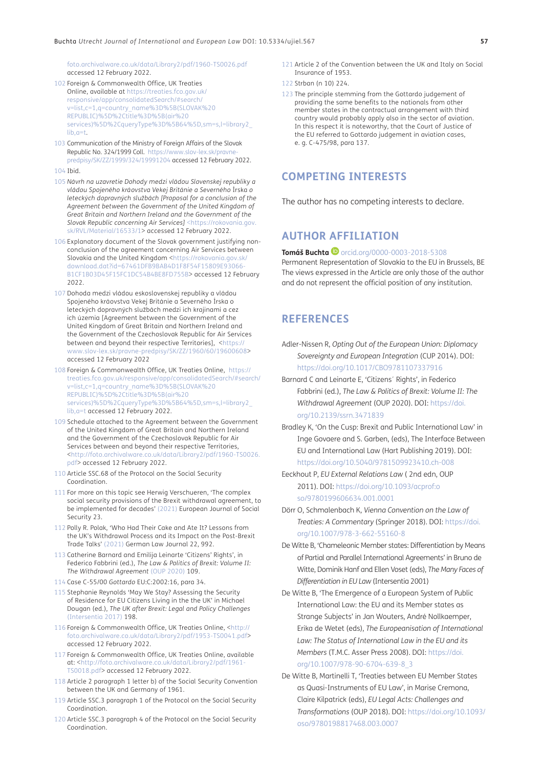foto.archivalware.co.uk/data/Library2/pdf/1960-TS0026.pdf accessed 12 February 2022.

102 Foreign & Commonwealth Office, UK Treaties Online, available at https://treaties.fco.gov.uk/responsive/app/consolidatedSearch/#search/v=list,c=1,q=country_name%3D%5B(SLOVAK%20REPUBLIC)%5D%2Ctitle%3D%5B(air%20services)%5D%2CqueryType%3D%5B64%5D,sm=s,l=library2_lib,a=t.

103 Communication of the Ministry of Foreign Affairs of the Slovak Republic No. 324/1999 Coll. https://www.slov-lex.sk/pravne-predpisy/SK/ZZ/1999/324/19991204 accessed 12 February 2022.

104 Ibid.

105 *Návrh na uzavretie Dohody medzi vládou Slovenskej republiky a vládou Spojeného kráovstva Vekej Británie a Severného Írska o leteckých dopravných službách [Proposal for a conclusion of the Agreement between the Government of the United Kingdom of Great Britain and Northern Ireland and the Government of the Slovak Republic concerning Air Services]* <https://rokovania.gov.sk/RVL/Material/16533/1> accessed 12 February 2022.

106 Explanatory document of the Slovak government justifying non-conclusion of the agreement concerning Air Services between Slovakia and the United Kingdom <https://rokovania.gov.sk/download.dat?id=67461DFB9BAB4D1F8F54F15809E93066-B1CF1B03D45F15FC1DC54B4BE8FD755B> accessed 12 February 2022.

107 Dohoda medzi vládou eskoslovenskej republiky a vládou Spojeného kráovstva Vekej Británie a Severného Írska o leteckých dopravných službách medzi ich krajinami a cez ich územia [Agreement between the Government of the United Kingdom of Great Britain and Northern Ireland and the Government of the Czechoslovak Republic for Air Services between and beyond their respective Territories], <https://www.slov-lex.sk/pravne-predpisy/SK/ZZ/1960/60/19600608> accessed 12 February 2022

108 Foreign & Commonwealth Office, UK Treaties Online, https://treaties.fco.gov.uk/responsive/app/consolidatedSearch/#search/v=list,c=1,q=country_name%3D%5B(SLOVAK%20REPUBLIC)%5D%2Ctitle%3D%5B(air%20services)%5D%2CqueryType%3D%5B64%5D,sm=s,l=library2_lib,a=t accessed 12 February 2022.

109 Schedule attached to the Agreement between the Government of the United Kingdom of Great Britain and Northern Ireland and the Government of the Czechoslovak Republic for Air Services between and beyond their respective Territories, <http://foto.archivalware.co.uk/data/Library2/pdf/1960-TS0026.pdf> accessed 12 February 2022.

110 Article SSC.68 of the Protocol on the Social Security Coordination.

111 For more on this topic see Herwig Verschueren, 'The complex social security provisions of the Brexit withdrawal agreement, to be implemented for decades' (2021) European Journal of Social Security 23.

112 Polly R. Polak, 'Who Had Their Cake and Ate It? Lessons from the UK's Withdrawal Process and its Impact on the Post-Brexit Trade Talks' (2021) German Law Journal 22, 992.

113 Catherine Barnard and Emilija Leinarte 'Citizens' Rights', in Federico Fabbrini (ed.), *The Law & Politics of Brexit: Volume II: The Withdrawal Agreement* (OUP 2020) 109.

114 Case C-55/00 *Gottardo* EU:C:2002:16, para 34.

115 Stephanie Reynolds 'May We Stay? Assessing the Security of Residence for EU Citizens Living in the the UK' in Michael Dougan (ed.), *The UK after Brexit: Legal and Policy Challenges* (Intersentia 2017) 198.

116 Foreign & Commonwealth Office, UK Treaties Online, <http://foto.archivalware.co.uk/data/Library2/pdf/1953-TS0041.pdf> accessed 12 February 2022.

117 Foreign & Commonwealth Office, UK Treaties Online, available at: <http://foto.archivalware.co.uk/data/Library2/pdf/1961-TS0018.pdf> accessed 12 February 2022.

118 Article 2 paragraph 1 letter b) of the Social Security Convention between the UK and Germany of 1961.

119 Article SSC.3 paragraph 1 of the Protocol on the Social Security Coordination.

120 Article SSC.3 paragraph 4 of the Protocol on the Social Security Coordination.

121 Article 2 of the Convention between the UK and Italy on Social Insurance of 1953.

122 Strban (n 10) 224.

123 The principle stemming from the Gottardo judgement of providing the same benefits to the nationals from other member states in the contractual arrangement with third country would probably apply also in the sector of aviation. In this respect it is noteworthy, that the Court of Justice of the EU referred to Gottardo judgement in aviation cases, e. g. C-475/98, para 137.

## COMPETING INTERESTS

The author has no competing interests to declare.

## AUTHOR AFFILIATION

**Tomáš Buchta** orcid.org/0000-0003-2018-5308
Permanent Representation of Slovakia to the EU in Brussels, BE
The views expressed in the Article are only those of the author and do not represent the official position of any institution.

## REFERENCES

Adler-Nissen R, *Opting Out of the European Union: Diplomacy Sovereignty and European Integration* (CUP 2014). DOI: https://doi.org/10.1017/CBO9781107337916

Barnard C and Leinarte E, 'Citizens´ Rights', in Federico Fabbrini (ed.), *The Law & Politics of Brexit: Volume II: The Withdrawal Agreement* (OUP 2020). DOI: https://doi.org/10.2139/ssrn.3471839

Bradley K, 'On the Cusp: Brexit and Public International Law' in Inge Govaere and S. Garben, (eds), The Interface Between EU and International Law (Hart Publishing 2019). DOI: https://doi.org/10.5040/9781509923410.ch-008

Eeckhout P, *EU External Relations Law* ( 2nd edn, OUP 2011). DOI: https://doi.org/10.1093/acprof:oso/9780199606634.001.0001

Dörr O, Schmalenbach K, *Vienna Convention on the Law of Treaties: A Commentary* (Springer 2018). DOI: https://doi.org/10.1007/978-3-662-55160-8

De Witte B, 'Chameleonic Member states: Differentiation by Means of Partial and Parallel International Agreements' in Bruno de Witte, Dominik Hanf and Ellen Voset (eds), *The Many Faces of Differentiation in EU Law* (Intersentia 2001)

De Witte B, 'The Emergence of a European System of Public International Law: the EU and its Member states as Strange Subjects' in Jan Wouters, André Nollkaemper, Erika de Wetet (eds), *The Europeanisation of International Law: The Status of International Law in the EU and its Members* (T.M.C. Asser Press 2008). DOI: https://doi.org/10.1007/978-90-6704-639-8_3

De Witte B, Martinelli T, 'Treaties between EU Member States as Quasi-Instruments of EU Law', in Marise Cremona, Claire Kilpatrick (eds), *EU Legal Acts: Challenges and Transformations* (OUP 2018). DOI: https://doi.org/10.1093/oso/9780198817468.003.0007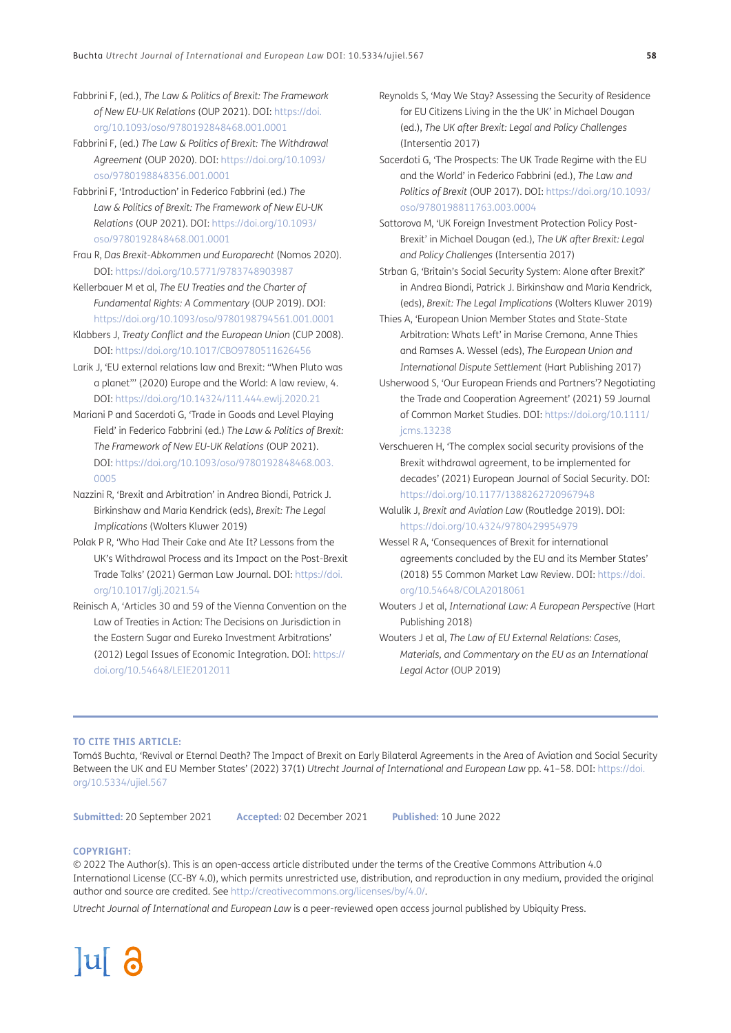Fabbrini F, (ed.), *The Law & Politics of Brexit: The Framework of New EU-UK Relations* (OUP 2021). DOI: https://doi.org/10.1093/oso/9780192848468.001.0001

Fabbrini F, (ed.) *The Law & Politics of Brexit: The Withdrawal Agreement* (OUP 2020). DOI: https://doi.org/10.1093/oso/9780198848356.001.0001

Fabbrini F, 'Introduction' in Federico Fabbrini (ed.) *The Law & Politics of Brexit: The Framework of New EU-UK Relations* (OUP 2021). DOI: https://doi.org/10.1093/oso/9780192848468.001.0001

Frau R, *Das Brexit-Abkommen und Europarecht* (Nomos 2020). DOI: https://doi.org/10.5771/9783748903987

Kellerbauer M et al, *The EU Treaties and the Charter of Fundamental Rights: A Commentary* (OUP 2019). DOI: https://doi.org/10.1093/oso/9780198794561.001.0001

Klabbers J, *Treaty Conflict and the European Union* (CUP 2008). DOI: https://doi.org/10.1017/CBO9780511626456

Larik J, 'EU external relations law and Brexit: "When Pluto was a planet"' (2020) Europe and the World: A law review, 4. DOI: https://doi.org/10.14324/111.444.ewlj.2020.21

Mariani P and Sacerdoti G, 'Trade in Goods and Level Playing Field' in Federico Fabbrini (ed.) *The Law & Politics of Brexit: The Framework of New EU-UK Relations* (OUP 2021). DOI: https://doi.org/10.1093/oso/9780192848468.003.0005

Nazzini R, 'Brexit and Arbitration' in Andrea Biondi, Patrick J. Birkinshaw and Maria Kendrick (eds), *Brexit: The Legal Implications* (Wolters Kluwer 2019)

Polak P R, 'Who Had Their Cake and Ate It? Lessons from the UK's Withdrawal Process and its Impact on the Post-Brexit Trade Talks' (2021) German Law Journal. DOI: https://doi.org/10.1017/glj.2021.54

Reinisch A, 'Articles 30 and 59 of the Vienna Convention on the Law of Treaties in Action: The Decisions on Jurisdiction in the Eastern Sugar and Eureko Investment Arbitrations' (2012) Legal Issues of Economic Integration. DOI: https://doi.org/10.54648/LEIE2012011

Reynolds S, 'May We Stay? Assessing the Security of Residence for EU Citizens Living in the the UK' in Michael Dougan (ed.), *The UK after Brexit: Legal and Policy Challenges* (Intersentia 2017)

Sacerdoti G, 'The Prospects: The UK Trade Regime with the EU and the World' in Federico Fabbrini (ed.), *The Law and Politics of Brexit* (OUP 2017). DOI: https://doi.org/10.1093/oso/9780198811763.003.0004

Sattorova M, 'UK Foreign Investment Protection Policy Post-Brexit' in Michael Dougan (ed.), *The UK after Brexit: Legal and Policy Challenges* (Intersentia 2017)

Strban G, 'Britain's Social Security System: Alone after Brexit?' in Andrea Biondi, Patrick J. Birkinshaw and Maria Kendrick, (eds), *Brexit: The Legal Implications* (Wolters Kluwer 2019)

Thies A, 'European Union Member States and State-State Arbitration: Whats Left' in Marise Cremona, Anne Thies and Ramses A. Wessel (eds), *The European Union and International Dispute Settlement* (Hart Publishing 2017)

Usherwood S, 'Our European Friends and Partners'? Negotiating the Trade and Cooperation Agreement' (2021) 59 Journal of Common Market Studies. DOI: https://doi.org/10.1111/jcms.13238

Verschueren H, 'The complex social security provisions of the Brexit withdrawal agreement, to be implemented for decades' (2021) European Journal of Social Security. DOI: https://doi.org/10.1177/1388262720967948

Walulik J, *Brexit and Aviation Law* (Routledge 2019). DOI: https://doi.org/10.4324/9780429954979

Wessel R A, 'Consequences of Brexit for international agreements concluded by the EU and its Member States' (2018) 55 Common Market Law Review. DOI: https://doi.org/10.54648/COLA2018061

Wouters J et al, *International Law: A European Perspective* (Hart Publishing 2018)

Wouters J et al, *The Law of EU External Relations: Cases, Materials, and Commentary on the EU as an International Legal Actor* (OUP 2019)

**TO CITE THIS ARTICLE:**

Tomáš Buchta, 'Revival or Eternal Death? The Impact of Brexit on Early Bilateral Agreements in the Area of Aviation and Social Security Between the UK and EU Member States' (2022) 37(1) *Utrecht Journal of International and European Law* pp. 41–58. DOI: https://doi.org/10.5334/ujiel.567

**Submitted:** 20 September 2021 **Accepted:** 02 December 2021 **Published:** 10 June 2022

**COPYRIGHT:**

© 2022 The Author(s). This is an open-access article distributed under the terms of the Creative Commons Attribution 4.0 International License (CC-BY 4.0), which permits unrestricted use, distribution, and reproduction in any medium, provided the original author and source are credited. See http://creativecommons.org/licenses/by/4.0/.

*Utrecht Journal of International and European Law* is a peer-reviewed open access journal published by Ubiquity Press.